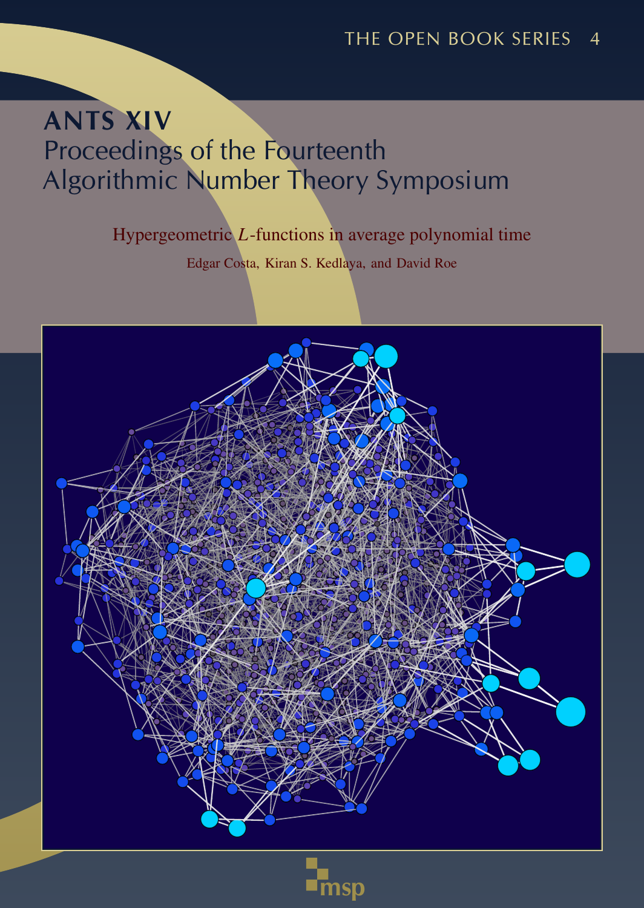THE OPEN BOOK SERIES 4

# ANTS XIV
## Proceedings of the Fourteenth Algorithmic Number Theory Symposium

### Hypergeometric $L$-functions in average polynomial time

Edgar Costa, Kiran S. Kedlaya, and David Roe

msp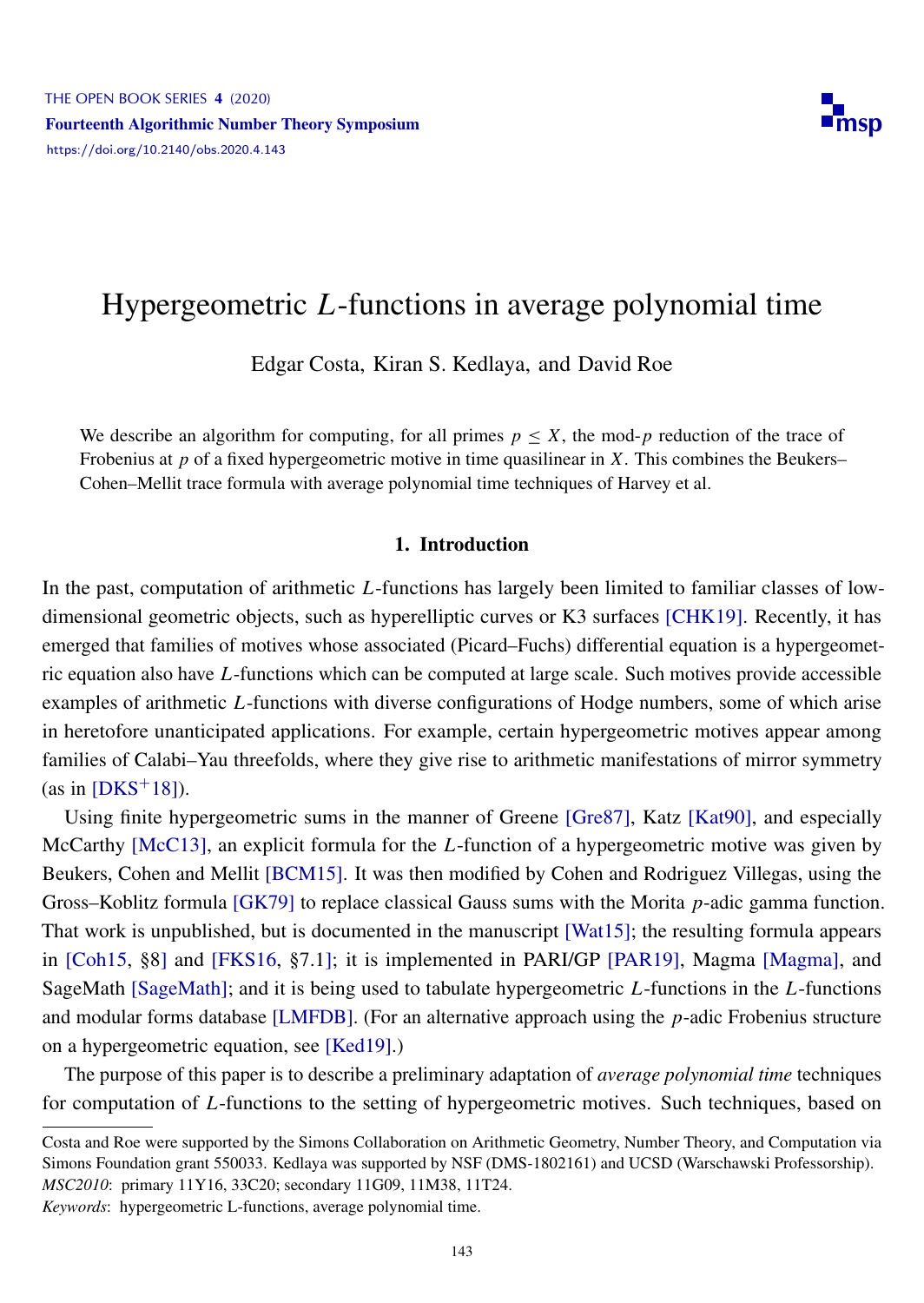# Hypergeometric $L$-functions in average polynomial time

Edgar Costa, Kiran S. Kedlaya, and David Roe

We describe an algorithm for computing, for all primes $p \leq X$, the mod-$p$ reduction of the trace of Frobenius at $p$ of a fixed hypergeometric motive in time quasilinear in $X$. This combines the Beukers–Cohen–Mellit trace formula with average polynomial time techniques of Harvey et al.

## 1. Introduction

In the past, computation of arithmetic $L$-functions has largely been limited to familiar classes of low-dimensional geometric objects, such as hyperelliptic curves or K3 surfaces [CHK19]. Recently, it has emerged that families of motives whose associated (Picard–Fuchs) differential equation is a hypergeometric equation also have $L$-functions which can be computed at large scale. Such motives provide accessible examples of arithmetic $L$-functions with diverse configurations of Hodge numbers, some of which arise in heretofore unanticipated applications. For example, certain hypergeometric motives appear among families of Calabi–Yau threefolds, where they give rise to arithmetic manifestations of mirror symmetry (as in [DKS+18]).

Using finite hypergeometric sums in the manner of Greene [Gre87], Katz [Kat90], and especially McCarthy [McC13], an explicit formula for the $L$-function of a hypergeometric motive was given by Beukers, Cohen and Mellit [BCM15]. It was then modified by Cohen and Rodriguez Villegas, using the Gross–Koblitz formula [GK79] to replace classical Gauss sums with the Morita $p$-adic gamma function. That work is unpublished, but is documented in the manuscript [Wat15]; the resulting formula appears in [Coh15, §8] and [FKS16, §7.1]; it is implemented in PARI/GP [PAR19], Magma [Magma], and SageMath [SageMath]; and it is being used to tabulate hypergeometric $L$-functions in the $L$-functions and modular forms database [LMFDB]. (For an alternative approach using the $p$-adic Frobenius structure on a hypergeometric equation, see [Ked19].)

The purpose of this paper is to describe a preliminary adaptation of *average polynomial time* techniques for computation of $L$-functions to the setting of hypergeometric motives. Such techniques, based on

---

Costa and Roe were supported by the Simons Collaboration on Arithmetic Geometry, Number Theory, and Computation via Simons Foundation grant 550033. Kedlaya was supported by NSF (DMS-1802161) and UCSD (Warschawski Professorship).

*MSC2010*: primary 11Y16, 33C20; secondary 11G09, 11M38, 11T24.

*Keywords*: hypergeometric L-functions, average polynomial time.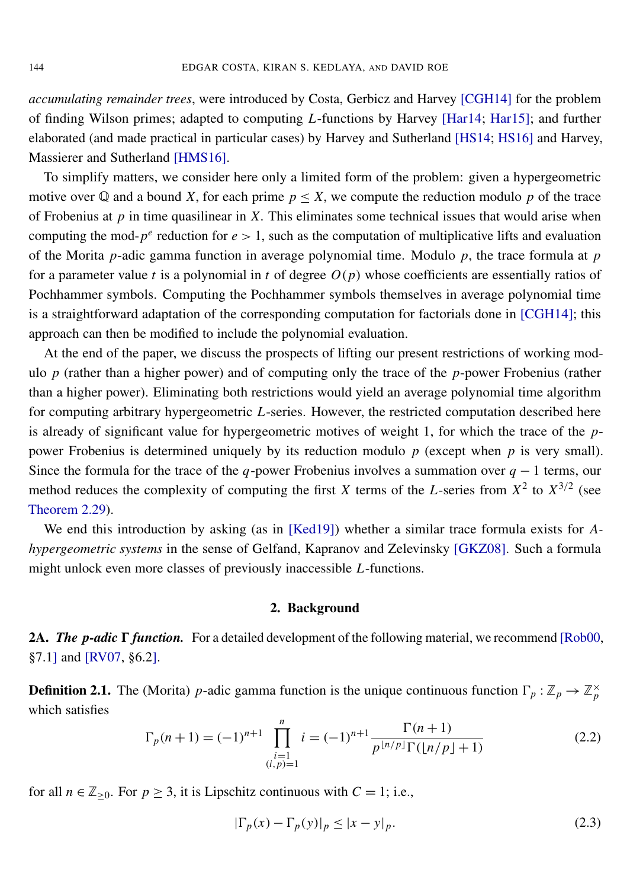*accumulating remainder trees*, were introduced by Costa, Gerbicz and Harvey [CGH14] for the problem of finding Wilson primes; adapted to computing $L$-functions by Harvey [Har14; Har15]; and further elaborated (and made practical in particular cases) by Harvey and Sutherland [HS14; HS16] and Harvey, Massierer and Sutherland [HMS16].

To simplify matters, we consider here only a limited form of the problem: given a hypergeometric motive over $\mathbb{Q}$ and a bound $X$, for each prime $p \leq X$, we compute the reduction modulo $p$ of the trace of Frobenius at $p$ in time quasilinear in $X$. This eliminates some technical issues that would arise when computing the mod-$p^e$ reduction for $e > 1$, such as the computation of multiplicative lifts and evaluation of the Morita $p$-adic gamma function in average polynomial time. Modulo $p$, the trace formula at $p$ for a parameter value $t$ is a polynomial in $t$ of degree $O(p)$ whose coefficients are essentially ratios of Pochhammer symbols. Computing the Pochhammer symbols themselves in average polynomial time is a straightforward adaptation of the corresponding computation for factorials done in [CGH14]; this approach can then be modified to include the polynomial evaluation.

At the end of the paper, we discuss the prospects of lifting our present restrictions of working modulo $p$ (rather than a higher power) and of computing only the trace of the $p$-power Frobenius (rather than a higher power). Eliminating both restrictions would yield an average polynomial time algorithm for computing arbitrary hypergeometric $L$-series. However, the restricted computation described here is already of significant value for hypergeometric motives of weight 1, for which the trace of the $p$-power Frobenius is determined uniquely by its reduction modulo $p$ (except when $p$ is very small). Since the formula for the trace of the $q$-power Frobenius involves a summation over $q-1$ terms, our method reduces the complexity of computing the first $X$ terms of the $L$-series from $X^2$ to $X^{3/2}$ (see Theorem 2.29).

We end this introduction by asking (as in [Ked19]) whether a similar trace formula exists for *A-hypergeometric systems* in the sense of Gelfand, Kapranov and Zelevinsky [GKZ08]. Such a formula might unlock even more classes of previously inaccessible $L$-functions.

## 2. Background

**2A.** ***The p-adic Γ function.*** For a detailed development of the following material, we recommend [Rob00, §7.1] and [RV07, §6.2].

**Definition 2.1.** The (Morita) $p$-adic gamma function is the unique continuous function $\Gamma_p : \mathbb{Z}_p \to \mathbb{Z}_p^\times$ which satisfies

$$\Gamma_p(n+1) = (-1)^{n+1} \prod_{\substack{i=1 \\ (i,p)=1}}^{n} i = (-1)^{n+1} \frac{\Gamma(n+1)}{p^{\lfloor n/p \rfloor} \Gamma(\lfloor n/p \rfloor + 1)} \tag{2.2}$$

for all $n \in \mathbb{Z}_{\geq 0}$. For $p \geq 3$, it is Lipschitz continuous with $C = 1$; i.e.,

$$|\Gamma_p(x) - \Gamma_p(y)|_p \leq |x - y|_p. \tag{2.3}$$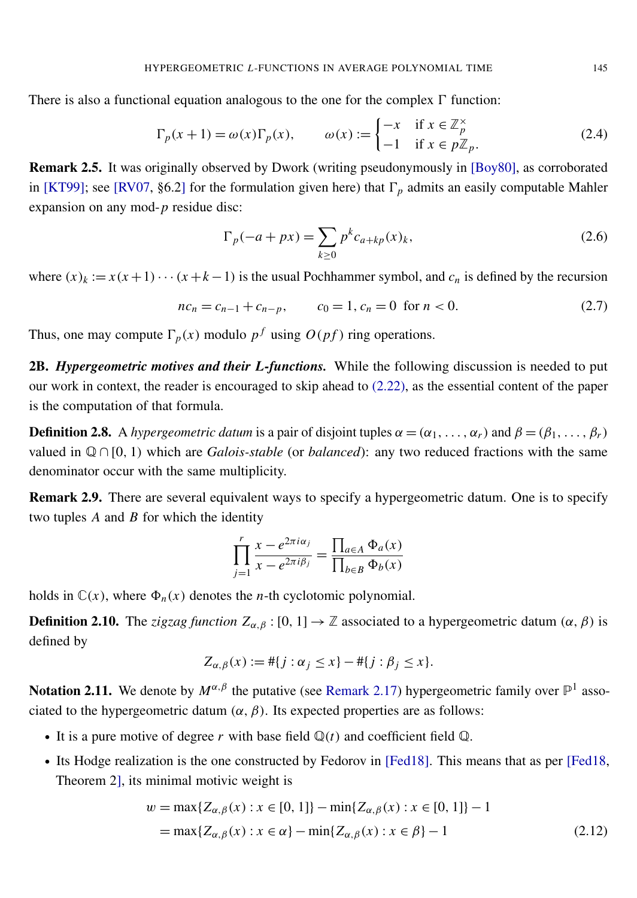There is also a functional equation analogous to the one for the complex Γ function:

$$\Gamma_p(x+1) = \omega(x)\Gamma_p(x), \qquad \omega(x) := \begin{cases} -x & \text{if } x \in \mathbb{Z}_p^\times \\ -1 & \text{if } x \in p\mathbb{Z}_p. \end{cases} \tag{2.4}$$

**Remark 2.5.** It was originally observed by Dwork (writing pseudonymously in [Boy80], as corroborated in [KT99]; see [RV07, §6.2] for the formulation given here) that $\Gamma_p$ admits an easily computable Mahler expansion on any mod-$p$ residue disc:

$$\Gamma_p(-a+px) = \sum_{k \geq 0} p^k c_{a+kp}(x)_k, \tag{2.6}$$

where $(x)_k := x(x+1)\cdots(x+k-1)$ is the usual Pochhammer symbol, and $c_n$ is defined by the recursion

$$nc_n = c_{n-1} + c_{n-p}, \qquad c_0 = 1, c_n = 0 \text{ for } n < 0. \tag{2.7}$$

Thus, one may compute $\Gamma_p(x)$ modulo $p^f$ using $O(pf)$ ring operations.

**2B.** ***Hypergeometric motives and their L-functions.*** While the following discussion is needed to put our work in context, the reader is encouraged to skip ahead to (2.22), as the essential content of the paper is the computation of that formula.

**Definition 2.8.** A *hypergeometric datum* is a pair of disjoint tuples $\alpha = (\alpha_1, \ldots, \alpha_r)$ and $\beta = (\beta_1, \ldots, \beta_r)$ valued in $\mathbb{Q} \cap [0, 1)$ which are *Galois-stable* (or *balanced*): any two reduced fractions with the same denominator occur with the same multiplicity.

**Remark 2.9.** There are several equivalent ways to specify a hypergeometric datum. One is to specify two tuples $A$ and $B$ for which the identity

$$\prod_{j=1}^{r} \frac{x - e^{2\pi i \alpha_j}}{x - e^{2\pi i \beta_j}} = \frac{\prod_{a \in A} \Phi_a(x)}{\prod_{b \in B} \Phi_b(x)}$$

holds in $\mathbb{C}(x)$, where $\Phi_n(x)$ denotes the $n$-th cyclotomic polynomial.

**Definition 2.10.** The *zigzag function* $Z_{\alpha,\beta} : [0, 1] \to \mathbb{Z}$ associated to a hypergeometric datum $(\alpha, \beta)$ is defined by

$$Z_{\alpha,\beta}(x) := \#\{j : \alpha_j \leq x\} - \#\{j : \beta_j \leq x\}.$$

**Notation 2.11.** We denote by $M^{\alpha,\beta}$ the putative (see Remark 2.17) hypergeometric family over $\mathbb{P}^1$ associated to the hypergeometric datum $(\alpha, \beta)$. Its expected properties are as follows:

- It is a pure motive of degree $r$ with base field $\mathbb{Q}(t)$ and coefficient field $\mathbb{Q}$.
- Its Hodge realization is the one constructed by Fedorov in [Fed18]. This means that as per [Fed18, Theorem 2], its minimal motivic weight is

$$\begin{aligned} w &= \max\{Z_{\alpha,\beta}(x) : x \in [0, 1]\} - \min\{Z_{\alpha,\beta}(x) : x \in [0, 1]\} - 1 \\ &= \max\{Z_{\alpha,\beta}(x) : x \in \alpha\} - \min\{Z_{\alpha,\beta}(x) : x \in \beta\} - 1 \end{aligned} \tag{2.12}$$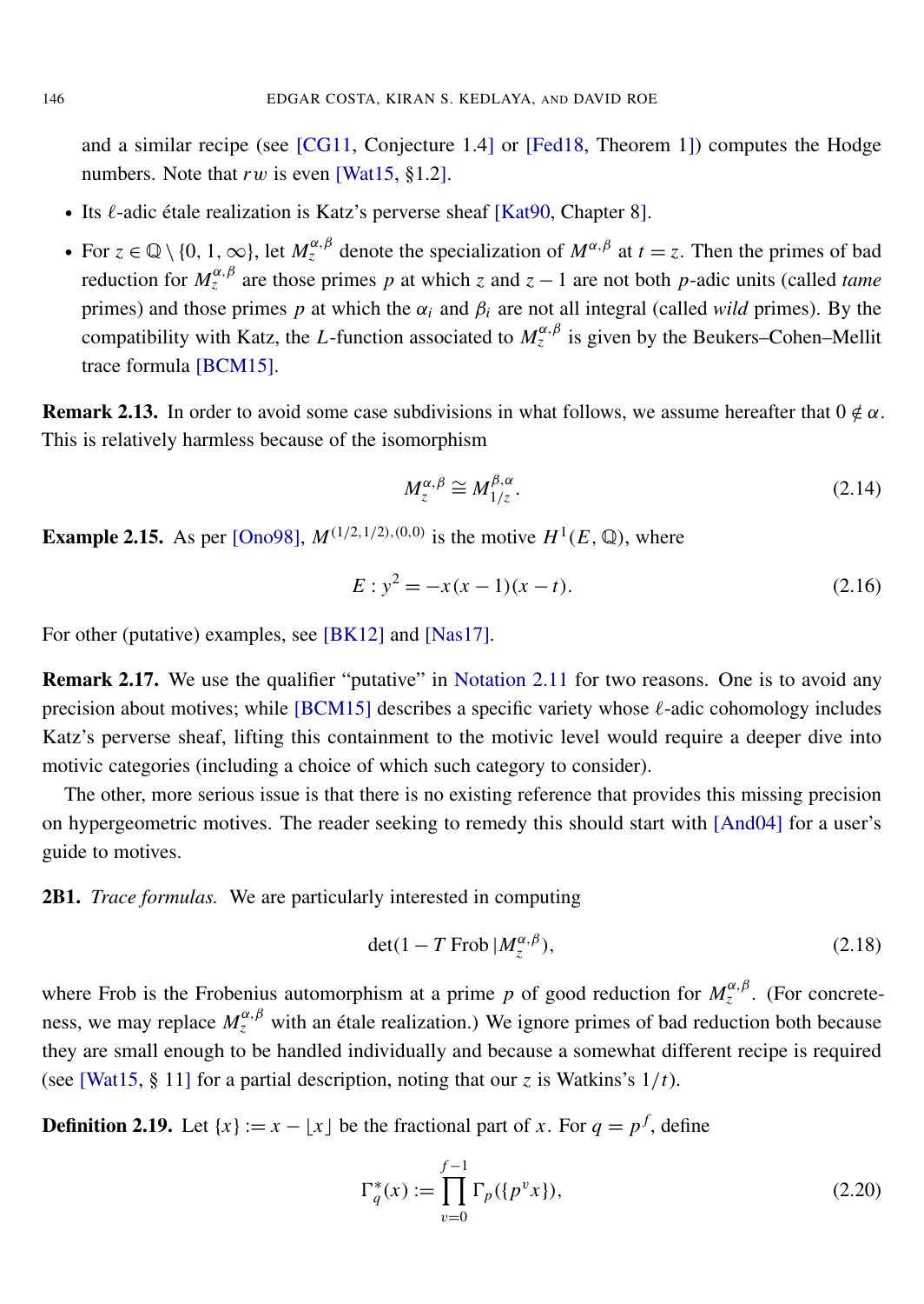and a similar recipe (see [CG11, Conjecture 1.4] or [Fed18, Theorem 1]) computes the Hodge numbers. Note that $rw$ is even [Wat15, §1.2].

- Its $\ell$-adic étale realization is Katz's perverse sheaf [Kat90, Chapter 8].
- For $z \in \mathbb{Q} \setminus \{0, 1, \infty\}$, let $M_z^{\alpha,\beta}$ denote the specialization of $M^{\alpha,\beta}$ at $t = z$. Then the primes of bad reduction for $M_z^{\alpha,\beta}$ are those primes $p$ at which $z$ and $z-1$ are not both $p$-adic units (called *tame* primes) and those primes $p$ at which the $\alpha_i$ and $\beta_i$ are not all integral (called *wild* primes). By the compatibility with Katz, the $L$-function associated to $M_z^{\alpha,\beta}$ is given by the Beukers–Cohen–Mellit trace formula [BCM15].

**Remark 2.13.** In order to avoid some case subdivisions in what follows, we assume hereafter that $0 \notin \alpha$. This is relatively harmless because of the isomorphism

$$M_z^{\alpha,\beta} \cong M_{1/z}^{\beta,\alpha}. \tag{2.14}$$

**Example 2.15.** As per [Ono98], $M^{(1/2,1/2),(0,0)}$ is the motive $H^1(E, \mathbb{Q})$, where

$$E : y^2 = -x(x-1)(x-t). \tag{2.16}$$

For other (putative) examples, see [BK12] and [Nas17].

**Remark 2.17.** We use the qualifier "putative" in Notation 2.11 for two reasons. One is to avoid any precision about motives; while [BCM15] describes a specific variety whose $\ell$-adic cohomology includes Katz's perverse sheaf, lifting this containment to the motivic level would require a deeper dive into motivic categories (including a choice of which such category to consider).

The other, more serious issue is that there is no existing reference that provides this missing precision on hypergeometric motives. The reader seeking to remedy this should start with [And04] for a user's guide to motives.

**2B1.** *Trace formulas.* We are particularly interested in computing

$$\det(1 - T \operatorname{Frob} | M_z^{\alpha,\beta}), \tag{2.18}$$

where Frob is the Frobenius automorphism at a prime $p$ of good reduction for $M_z^{\alpha,\beta}$. (For concreteness, we may replace $M_z^{\alpha,\beta}$ with an étale realization.) We ignore primes of bad reduction both because they are small enough to be handled individually and because a somewhat different recipe is required (see [Wat15, § 11] for a partial description, noting that our $z$ is Watkins's $1/t$).

**Definition 2.19.** Let $\{x\} := x - \lfloor x \rfloor$ be the fractional part of $x$. For $q = p^f$, define

$$\Gamma_q^*(x) := \prod_{v=0}^{f-1} \Gamma_p(\{p^v x\}), \tag{2.20}$$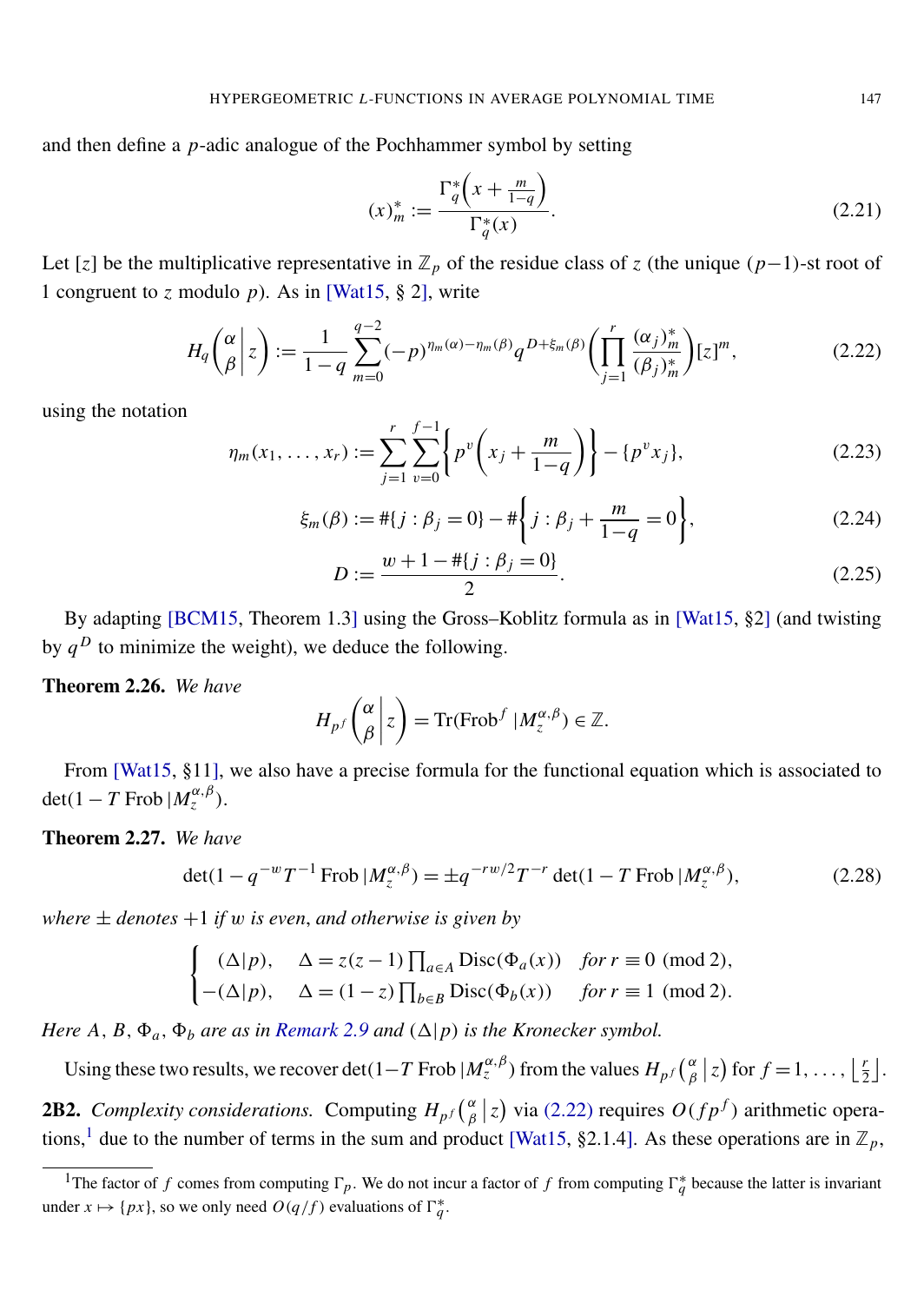and then define a $p$-adic analogue of the Pochhammer symbol by setting

$$(x)^*_m := \frac{\Gamma^*_q\left(x + \frac{m}{1-q}\right)}{\Gamma^*_q(x)}. \tag{2.21}$$

Let $[z]$ be the multiplicative representative in $\mathbb{Z}_p$ of the residue class of $z$ (the unique $(p-1)$-st root of 1 congruent to $z$ modulo $p$). As in [Wat15, § 2], write

$$H_q\left(\begin{matrix}\alpha \\ \beta\end{matrix}\,\middle|\, z\right) := \frac{1}{1-q}\sum_{m=0}^{q-2}(-p)^{\eta_m(\alpha)-\eta_m(\beta)} q^{D+\xi_m(\beta)}\left(\prod_{j=1}^{r}\frac{(\alpha_j)^*_m}{(\beta_j)^*_m}\right)[z]^m, \tag{2.22}$$

using the notation

$$\eta_m(x_1,\ldots,x_r) := \sum_{j=1}^{r}\sum_{v=0}^{f-1}\left\{p^v\left(x_j + \frac{m}{1-q}\right)\right\} - \{p^v x_j\}, \tag{2.23}$$

$$\xi_m(\beta) := \#\{j : \beta_j = 0\} - \#\left\{j : \beta_j + \frac{m}{1-q} = 0\right\}, \tag{2.24}$$

$$D := \frac{w + 1 - \#\{j : \beta_j = 0\}}{2}. \tag{2.25}$$

By adapting [BCM15, Theorem 1.3] using the Gross–Koblitz formula as in [Wat15, §2] (and twisting by $q^D$ to minimize the weight), we deduce the following.

**Theorem 2.26.** *We have*

$$H_{p^f}\left(\begin{matrix}\alpha \\ \beta\end{matrix}\,\middle|\, z\right) = \mathrm{Tr}(\mathrm{Frob}^f \,|M^{\alpha,\beta}_z) \in \mathbb{Z}.$$

From [Wat15, §11], we also have a precise formula for the functional equation which is associated to $\det(1 - T\,\mathrm{Frob}\,|M^{\alpha,\beta}_z)$.

**Theorem 2.27.** *We have*

$$\det(1 - q^{-w}T^{-1}\,\mathrm{Frob}\,|M^{\alpha,\beta}_z) = \pm q^{-rw/2}T^{-r}\det(1 - T\,\mathrm{Frob}\,|M^{\alpha,\beta}_z), \tag{2.28}$$

*where* $\pm$ *denotes* $+1$ *if* $w$ *is even, and otherwise is given by*

$$\begin{cases} (\Delta|p), & \Delta = z(z-1)\prod_{a\in A}\mathrm{Disc}(\Phi_a(x)) \quad \text{for } r \equiv 0 \pmod 2, \\ -(\Delta|p), & \Delta = (1-z)\prod_{b\in B}\mathrm{Disc}(\Phi_b(x)) \quad \text{for } r \equiv 1 \pmod 2. \end{cases}$$

*Here* $A$, $B$, $\Phi_a$, $\Phi_b$ *are as in Remark 2.9 and* $(\Delta|p)$ *is the Kronecker symbol.*

Using these two results, we recover $\det(1-T\,\mathrm{Frob}\,|M^{\alpha,\beta}_z)$ from the values $H_{p^f}\left(\begin{smallmatrix}\alpha \\ \beta\end{smallmatrix}\,\middle|\, z\right)$ for $f = 1, \ldots, \left\lfloor \frac{r}{2}\right\rfloor$.

**2B2.** *Complexity considerations.* Computing $H_{p^f}\left(\begin{smallmatrix}\alpha \\ \beta\end{smallmatrix}\,\middle|\, z\right)$ via (2.22) requires $O(fp^f)$ arithmetic operations,[1] due to the number of terms in the sum and product [Wat15, §2.1.4]. As these operations are in $\mathbb{Z}_p$,

[1] The factor of $f$ comes from computing $\Gamma_p$. We do not incur a factor of $f$ from computing $\Gamma^*_q$ because the latter is invariant under $x \mapsto \{px\}$, so we only need $O(q/f)$ evaluations of $\Gamma^*_q$.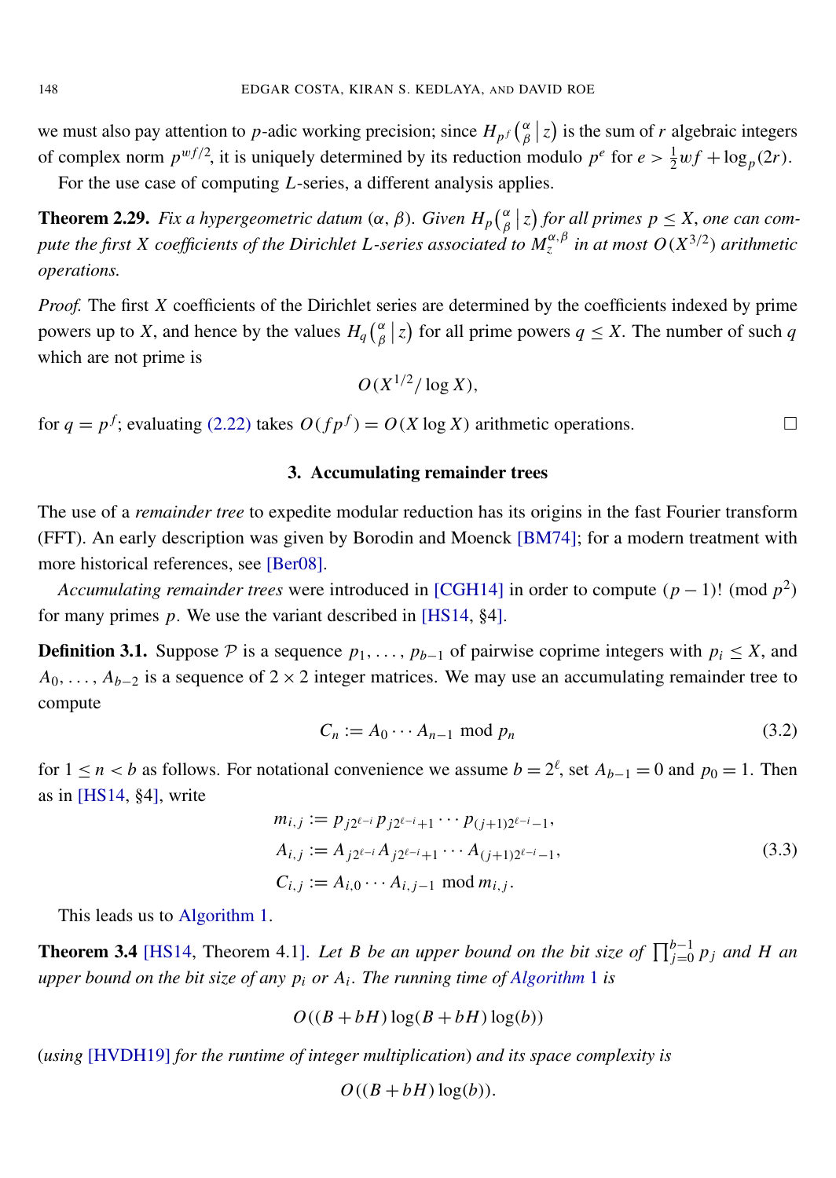we must also pay attention to $p$-adic working precision; since $H_{p^f}\left(\begin{smallmatrix}\alpha\\ \beta\end{smallmatrix}\,\middle|\, z\right)$ is the sum of $r$ algebraic integers of complex norm $p^{wf/2}$, it is uniquely determined by its reduction modulo $p^e$ for $e > \frac{1}{2}wf + \log_p(2r)$.

For the use case of computing $L$-series, a different analysis applies.

**Theorem 2.29.** *Fix a hypergeometric datum $(\alpha, \beta)$. Given $H_p\left(\begin{smallmatrix}\alpha\\ \beta\end{smallmatrix}\,\middle|\, z\right)$ for all primes $p \leq X$, one can compute the first $X$ coefficients of the Dirichlet $L$-series associated to $M_z^{\alpha,\beta}$ in at most $O(X^{3/2})$ arithmetic operations.*

*Proof.* The first $X$ coefficients of the Dirichlet series are determined by the coefficients indexed by prime powers up to $X$, and hence by the values $H_q\left(\begin{smallmatrix}\alpha\\ \beta\end{smallmatrix}\,\middle|\, z\right)$ for all prime powers $q \leq X$. The number of such $q$ which are not prime is

$$O(X^{1/2}/\log X),$$

for $q = p^f$; evaluating (2.22) takes $O(fp^f) = O(X \log X)$ arithmetic operations. □

## 3. Accumulating remainder trees

The use of a *remainder tree* to expedite modular reduction has its origins in the fast Fourier transform (FFT). An early description was given by Borodin and Moenck [BM74]; for a modern treatment with more historical references, see [Ber08].

*Accumulating remainder trees* were introduced in [CGH14] in order to compute $(p-1)! \pmod{p^2}$ for many primes $p$. We use the variant described in [HS14, §4].

**Definition 3.1.** Suppose $\mathcal{P}$ is a sequence $p_1, \ldots, p_{b-1}$ of pairwise coprime integers with $p_i \leq X$, and $A_0, \ldots, A_{b-2}$ is a sequence of $2 \times 2$ integer matrices. We may use an accumulating remainder tree to compute

$$C_n := A_0 \cdots A_{n-1} \bmod p_n \tag{3.2}$$

for $1 \leq n < b$ as follows. For notational convenience we assume $b = 2^\ell$, set $A_{b-1} = 0$ and $p_0 = 1$. Then as in [HS14, §4], write

$$\begin{aligned}
m_{i,j} &:= p_{j2^{\ell-i}} p_{j2^{\ell-i}+1} \cdots p_{(j+1)2^{\ell-i}-1}, \\
A_{i,j} &:= A_{j2^{\ell-i}} A_{j2^{\ell-i}+1} \cdots A_{(j+1)2^{\ell-i}-1}, \\
C_{i,j} &:= A_{i,0} \cdots A_{i,j-1} \bmod m_{i,j}.
\end{aligned} \tag{3.3}$$

This leads us to Algorithm 1.

**Theorem 3.4** [HS14, Theorem 4.1]. *Let $B$ be an upper bound on the bit size of $\prod_{j=0}^{b-1} p_j$ and $H$ an upper bound on the bit size of any $p_i$ or $A_i$. The running time of Algorithm 1 is*

$$O((B + bH)\log(B + bH)\log(b))$$

(*using [HVDH19] for the runtime of integer multiplication*) *and its space complexity is*

$$O((B + bH)\log(b)).$$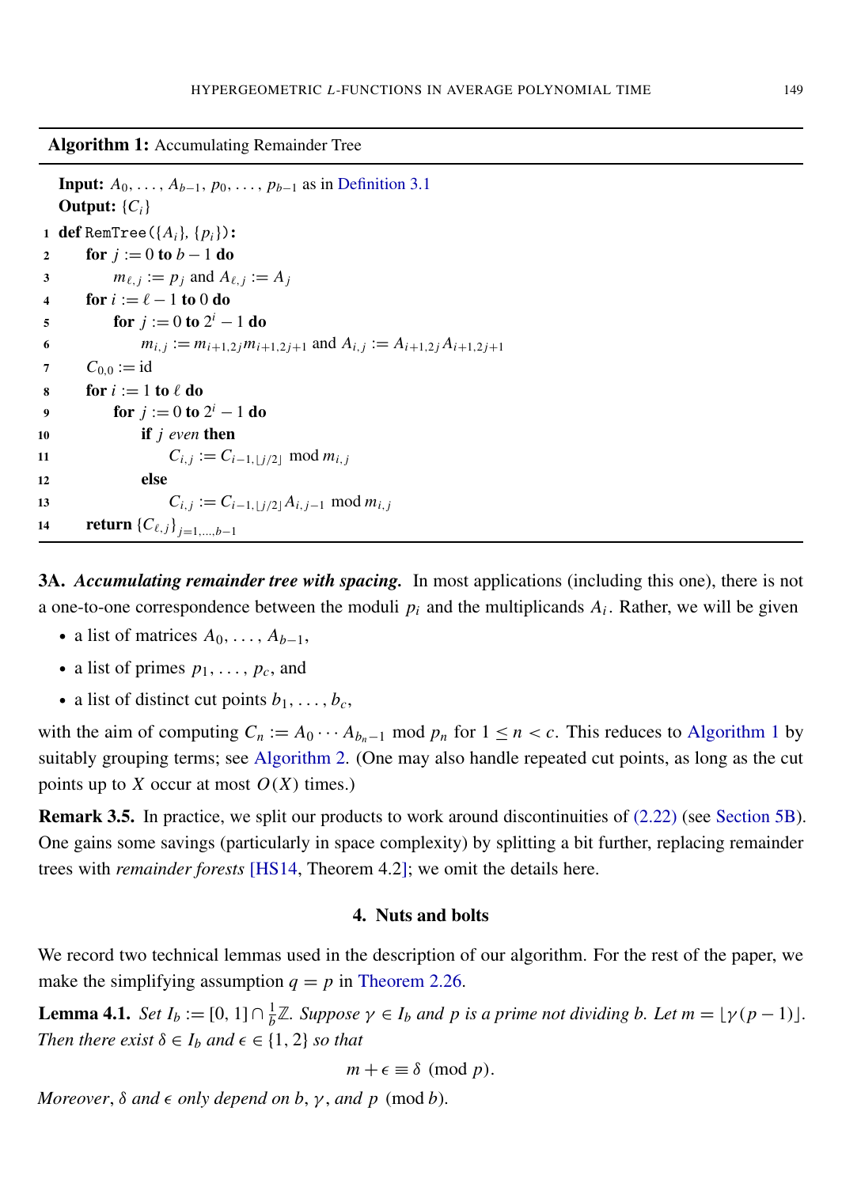**Algorithm 1:** Accumulating Remainder Tree

```
Input: A_0, ..., A_{b-1}, p_0, ..., p_{b-1} as in Definition 3.1
Output: {C_i}
1  def RemTree({A_i}, {p_i}):
2      for j := 0 to b − 1 do
3          m_{ℓ,j} := p_j and A_{ℓ,j} := A_j
4      for i := ℓ − 1 to 0 do
5          for j := 0 to 2^i − 1 do
6              m_{i,j} := m_{i+1,2j} m_{i+1,2j+1} and A_{i,j} := A_{i+1,2j} A_{i+1,2j+1}
7      C_{0,0} := id
8      for i := 1 to ℓ do
9          for j := 0 to 2^i − 1 do
10             if j even then
11                 C_{i,j} := C_{i−1,⌊j/2⌋} mod m_{i,j}
12             else
13                 C_{i,j} := C_{i−1,⌊j/2⌋} A_{i,j−1} mod m_{i,j}
14     return {C_{ℓ,j}}_{j=1,...,b−1}
```

**3A.** ***Accumulating remainder tree with spacing.*** In most applications (including this one), there is not a one-to-one correspondence between the moduli $p_i$ and the multiplicands $A_i$. Rather, we will be given

- a list of matrices $A_0, \ldots, A_{b-1}$,
- a list of primes $p_1, \ldots, p_c$, and
- a list of distinct cut points $b_1, \ldots, b_c$,

with the aim of computing $C_n := A_0 \cdots A_{b_n - 1} \bmod p_n$ for $1 \le n < c$. This reduces to Algorithm 1 by suitably grouping terms; see Algorithm 2. (One may also handle repeated cut points, as long as the cut points up to $X$ occur at most $O(X)$ times.)

**Remark 3.5.** In practice, we split our products to work around discontinuities of (2.22) (see Section 5B). One gains some savings (particularly in space complexity) by splitting a bit further, replacing remainder trees with *remainder forests* [HS14, Theorem 4.2]; we omit the details here.

## 4. Nuts and bolts

We record two technical lemmas used in the description of our algorithm. For the rest of the paper, we make the simplifying assumption $q = p$ in Theorem 2.26.

**Lemma 4.1.** *Set $I_b := [0, 1] \cap \frac{1}{b}\mathbb{Z}$. Suppose $\gamma \in I_b$ and $p$ is a prime not dividing $b$. Let $m = \lfloor \gamma(p-1) \rfloor$. Then there exist $\delta \in I_b$ and $\epsilon \in \{1, 2\}$ so that*

$$m + \epsilon \equiv \delta \pmod{p}.$$

*Moreover, $\delta$ and $\epsilon$ only depend on $b$, $\gamma$, and $p \pmod{b}$.*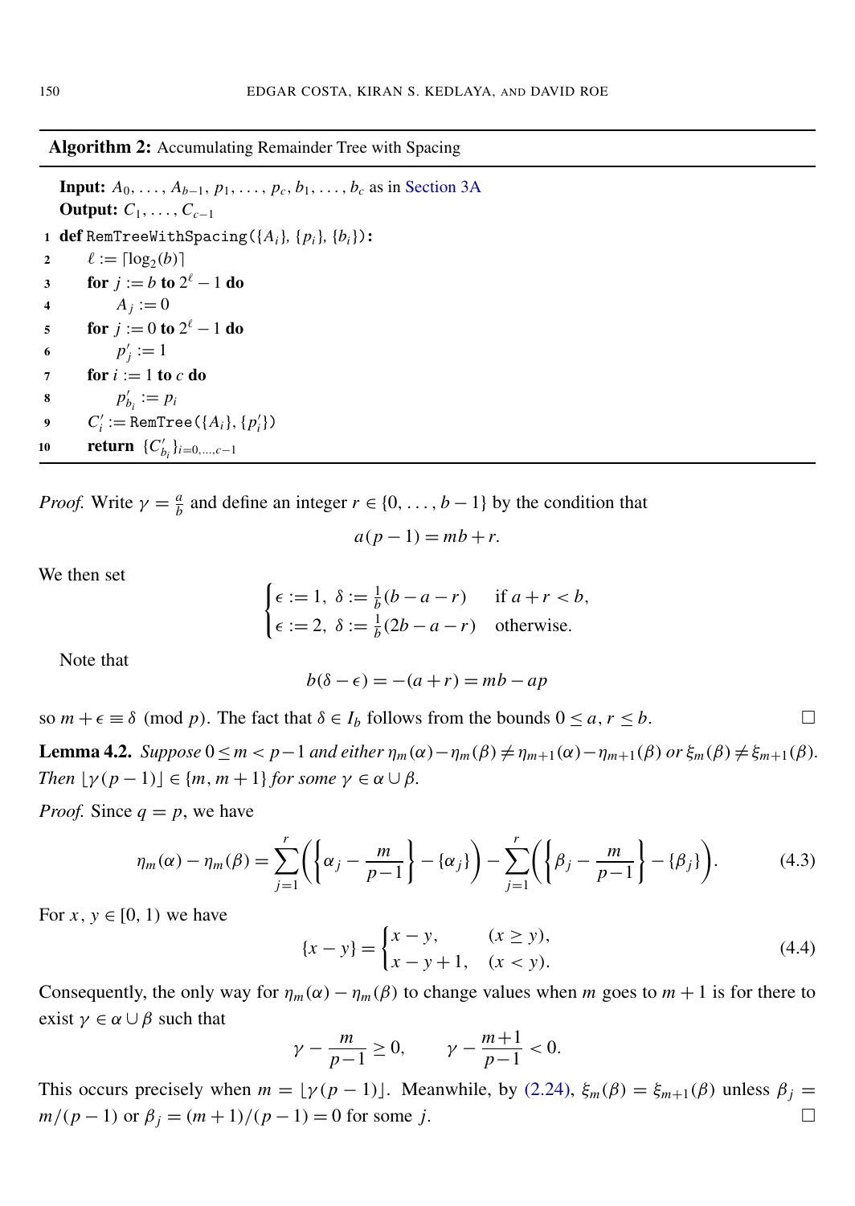**Algorithm 2:** Accumulating Remainder Tree with Spacing

**Input:** $A_0, \ldots, A_{b-1}, p_1, \ldots, p_c, b_1, \ldots, b_c$ as in Section 3A
**Output:** $C_1, \ldots, C_{c-1}$

```
1  def RemTreeWithSpacing({A_i}, {p_i}, {b_i}):
2      ℓ := ⌈log_2(b)⌉
3      for j := b to 2^ℓ − 1 do
4          A_j := 0
5      for j := 0 to 2^ℓ − 1 do
6          p'_j := 1
7      for i := 1 to c do
8          p'_{b_i} := p_i
9      C'_i := RemTree({A_i}, {p'_i})
10     return {C'_{b_i}}_{i=0,...,c−1}
```

*Proof.* Write $\gamma = \frac{a}{b}$ and define an integer $r \in \{0, \ldots, b-1\}$ by the condition that

$$a(p-1) = mb + r.$$

We then set

$$\begin{cases} \epsilon := 1,\ \delta := \frac{1}{b}(b-a-r) & \text{if } a+r < b, \\ \epsilon := 2,\ \delta := \frac{1}{b}(2b-a-r) & \text{otherwise.} \end{cases}$$

Note that

$$b(\delta - \epsilon) = -(a+r) = mb - ap$$

so $m + \epsilon \equiv \delta \pmod{p}$. The fact that $\delta \in I_b$ follows from the bounds $0 \le a, r \le b$. $\square$

**Lemma 4.2.** *Suppose $0 \le m < p-1$ and either $\eta_m(\alpha) - \eta_m(\beta) \neq \eta_{m+1}(\alpha) - \eta_{m+1}(\beta)$ or $\xi_m(\beta) \neq \xi_{m+1}(\beta)$. Then $\lfloor \gamma(p-1) \rfloor \in \{m, m+1\}$ for some $\gamma \in \alpha \cup \beta$.*

*Proof.* Since $q = p$, we have

$$\eta_m(\alpha) - \eta_m(\beta) = \sum_{j=1}^{r} \left( \left\{ \alpha_j - \frac{m}{p-1} \right\} - \{\alpha_j\} \right) - \sum_{j=1}^{r} \left( \left\{ \beta_j - \frac{m}{p-1} \right\} - \{\beta_j\} \right). \tag{4.3}$$

For $x, y \in [0, 1)$ we have

$$\{x - y\} = \begin{cases} x - y, & (x \ge y), \\ x - y + 1, & (x < y). \end{cases} \tag{4.4}$$

Consequently, the only way for $\eta_m(\alpha) - \eta_m(\beta)$ to change values when $m$ goes to $m+1$ is for there to exist $\gamma \in \alpha \cup \beta$ such that

$$\gamma - \frac{m}{p-1} \ge 0, \qquad \gamma - \frac{m+1}{p-1} < 0.$$

This occurs precisely when $m = \lfloor \gamma(p-1) \rfloor$. Meanwhile, by (2.24), $\xi_m(\beta) = \xi_{m+1}(\beta)$ unless $\beta_j = m/(p-1)$ or $\beta_j = (m+1)/(p-1) = 0$ for some $j$. $\square$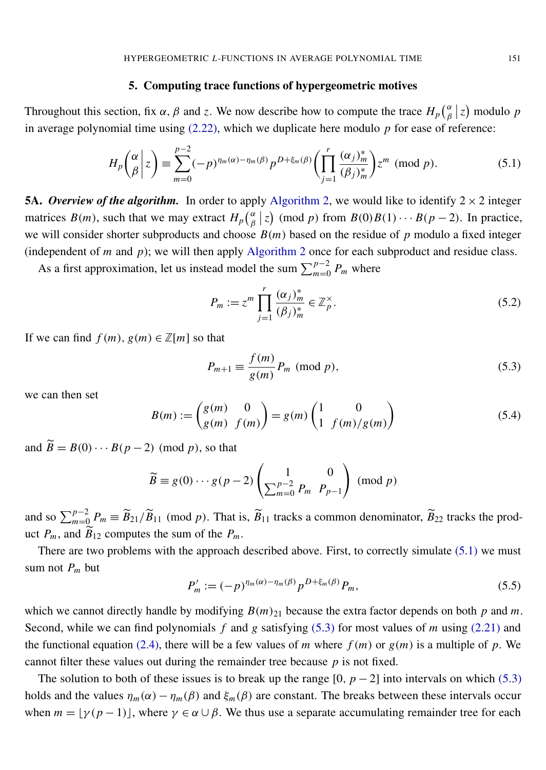## 5. Computing trace functions of hypergeometric motives

Throughout this section, fix $\alpha$, $\beta$ and $z$. We now describe how to compute the trace $H_p\left(\begin{smallmatrix}\alpha\\ \beta\end{smallmatrix}\middle| z\right)$ modulo $p$ in average polynomial time using (2.22), which we duplicate here modulo $p$ for ease of reference:

$$H_p\left(\begin{matrix}\alpha\\ \beta\end{matrix}\middle| z\right) \equiv \sum_{m=0}^{p-2} (-p)^{\eta_m(\alpha)-\eta_m(\beta)} p^{D+\xi_m(\beta)} \left(\prod_{j=1}^{r} \frac{(\alpha_j)^*_m}{(\beta_j)^*_m}\right) z^m \pmod{p}. \tag{5.1}$$

**5A.** ***Overview of the algorithm.*** In order to apply Algorithm 2, we would like to identify $2\times 2$ integer matrices $B(m)$, such that we may extract $H_p\left(\begin{smallmatrix}\alpha\\ \beta\end{smallmatrix}\middle| z\right) \pmod{p}$ from $B(0)B(1)\cdots B(p-2)$. In practice, we will consider shorter subproducts and choose $B(m)$ based on the residue of $p$ modulo a fixed integer (independent of $m$ and $p$); we will then apply Algorithm 2 once for each subproduct and residue class.

As a first approximation, let us instead model the sum $\sum_{m=0}^{p-2} P_m$ where

$$P_m := z^m \prod_{j=1}^{r} \frac{(\alpha_j)^*_m}{(\beta_j)^*_m} \in \mathbb{Z}_p^\times. \tag{5.2}$$

If we can find $f(m), g(m) \in \mathbb{Z}[m]$ so that

$$P_{m+1} \equiv \frac{f(m)}{g(m)} P_m \pmod{p}, \tag{5.3}$$

we can then set

$$B(m) := \begin{pmatrix} g(m) & 0 \\ g(m) & f(m) \end{pmatrix} = g(m) \begin{pmatrix} 1 & 0 \\ 1 & f(m)/g(m) \end{pmatrix} \tag{5.4}$$

and $\widetilde{B} = B(0)\cdots B(p-2) \pmod{p}$, so that

$$\widetilde{B} \equiv g(0)\cdots g(p-2) \begin{pmatrix} 1 & 0 \\ \sum_{m=0}^{p-2} P_m & P_{p-1} \end{pmatrix} \pmod{p}$$

and so $\sum_{m=0}^{p-2} P_m \equiv \widetilde{B}_{21}/\widetilde{B}_{11} \pmod{p}$. That is, $\widetilde{B}_{11}$ tracks a common denominator, $\widetilde{B}_{22}$ tracks the product $P_m$, and $\widetilde{B}_{12}$ computes the sum of the $P_m$.

There are two problems with the approach described above. First, to correctly simulate (5.1) we must sum not $P_m$ but

$$P'_m := (-p)^{\eta_m(\alpha)-\eta_m(\beta)} p^{D+\xi_m(\beta)} P_m, \tag{5.5}$$

which we cannot directly handle by modifying $B(m)_{21}$ because the extra factor depends on both $p$ and $m$. Second, while we can find polynomials $f$ and $g$ satisfying (5.3) for most values of $m$ using (2.21) and the functional equation (2.4), there will be a few values of $m$ where $f(m)$ or $g(m)$ is a multiple of $p$. We cannot filter these values out during the remainder tree because $p$ is not fixed.

The solution to both of these issues is to break up the range $[0, p-2]$ into intervals on which (5.3) holds and the values $\eta_m(\alpha)-\eta_m(\beta)$ and $\xi_m(\beta)$ are constant. The breaks between these intervals occur when $m = \lfloor \gamma(p-1) \rfloor$, where $\gamma \in \alpha \cup \beta$. We thus use a separate accumulating remainder tree for each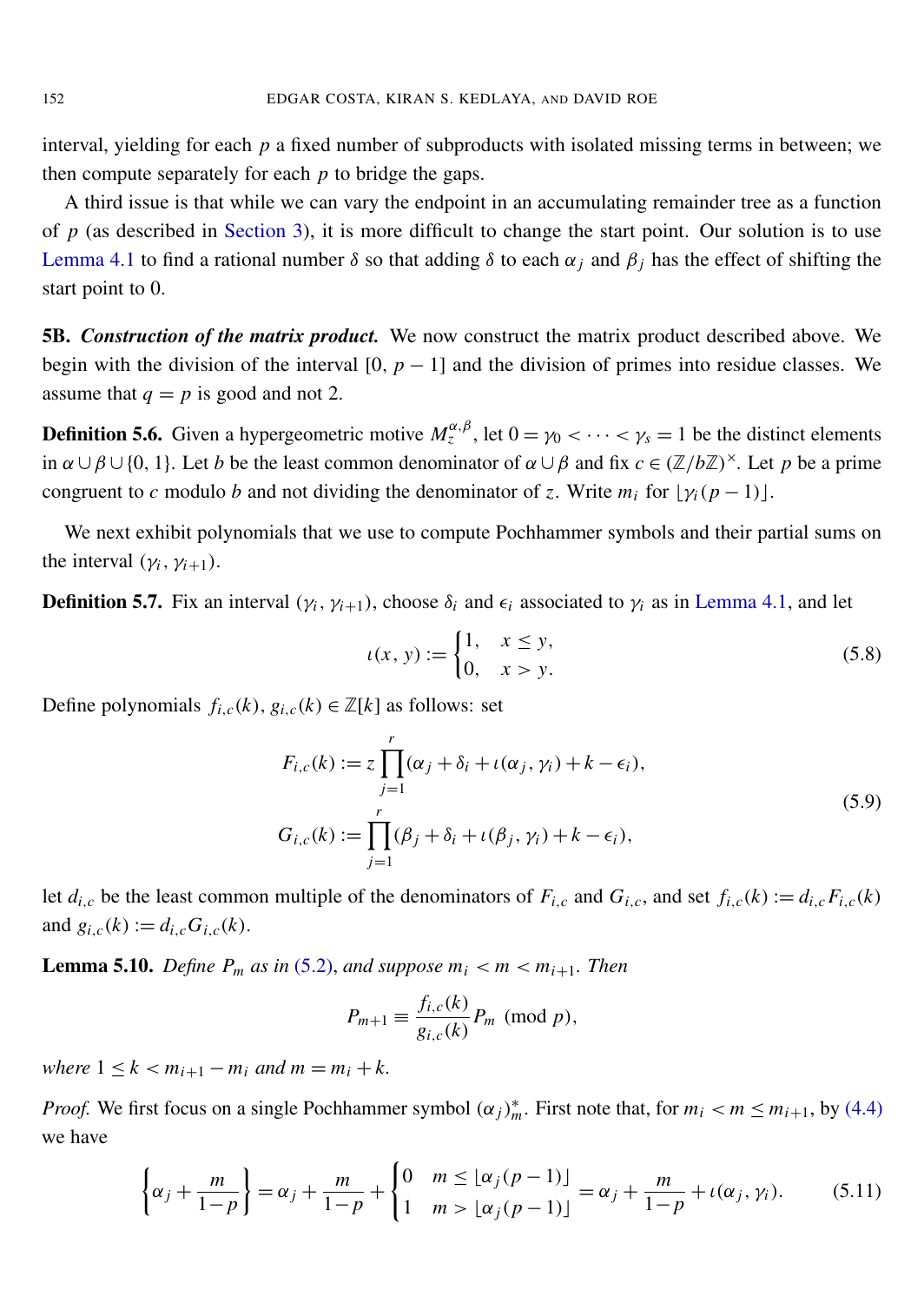interval, yielding for each $p$ a fixed number of subproducts with isolated missing terms in between; we then compute separately for each $p$ to bridge the gaps.

A third issue is that while we can vary the endpoint in an accumulating remainder tree as a function of $p$ (as described in Section 3), it is more difficult to change the start point. Our solution is to use Lemma 4.1 to find a rational number $\delta$ so that adding $\delta$ to each $\alpha_j$ and $\beta_j$ has the effect of shifting the start point to 0.

**5B. *Construction of the matrix product.*** We now construct the matrix product described above. We begin with the division of the interval $[0, p-1]$ and the division of primes into residue classes. We assume that $q = p$ is good and not 2.

**Definition 5.6.** Given a hypergeometric motive $M_z^{\alpha,\beta}$, let $0 = \gamma_0 < \cdots < \gamma_s = 1$ be the distinct elements in $\alpha \cup \beta \cup \{0, 1\}$. Let $b$ be the least common denominator of $\alpha \cup \beta$ and fix $c \in (\mathbb{Z}/b\mathbb{Z})^\times$. Let $p$ be a prime congruent to $c$ modulo $b$ and not dividing the denominator of $z$. Write $m_i$ for $\lfloor \gamma_i(p-1) \rfloor$.

We next exhibit polynomials that we use to compute Pochhammer symbols and their partial sums on the interval $(\gamma_i, \gamma_{i+1})$.

**Definition 5.7.** Fix an interval $(\gamma_i, \gamma_{i+1})$, choose $\delta_i$ and $\epsilon_i$ associated to $\gamma_i$ as in Lemma 4.1, and let

$$\iota(x, y) := \begin{cases} 1, & x \le y, \\ 0, & x > y. \end{cases} \tag{5.8}$$

Define polynomials $f_{i,c}(k), g_{i,c}(k) \in \mathbb{Z}[k]$ as follows: set

$$\begin{aligned} F_{i,c}(k) &:= z \prod_{j=1}^{r} (\alpha_j + \delta_i + \iota(\alpha_j, \gamma_i) + k - \epsilon_i), \\ G_{i,c}(k) &:= \prod_{j=1}^{r} (\beta_j + \delta_i + \iota(\beta_j, \gamma_i) + k - \epsilon_i), \end{aligned} \tag{5.9}$$

let $d_{i,c}$ be the least common multiple of the denominators of $F_{i,c}$ and $G_{i,c}$, and set $f_{i,c}(k) := d_{i,c} F_{i,c}(k)$ and $g_{i,c}(k) := d_{i,c} G_{i,c}(k)$.

**Lemma 5.10.** *Define $P_m$ as in (5.2), and suppose $m_i < m < m_{i+1}$. Then*

$$P_{m+1} \equiv \frac{f_{i,c}(k)}{g_{i,c}(k)} P_m \pmod{p},$$

*where $1 \le k < m_{i+1} - m_i$ and $m = m_i + k$.*

*Proof.* We first focus on a single Pochhammer symbol $(\alpha_j)_m^*$. First note that, for $m_i < m \le m_{i+1}$, by (4.4) we have

$$\left\{ \alpha_j + \frac{m}{1-p} \right\} = \alpha_j + \frac{m}{1-p} + \begin{cases} 0 & m \le \lfloor \alpha_j(p-1) \rfloor \\ 1 & m > \lfloor \alpha_j(p-1) \rfloor \end{cases} = \alpha_j + \frac{m}{1-p} + \iota(\alpha_j, \gamma_i). \tag{5.11}$$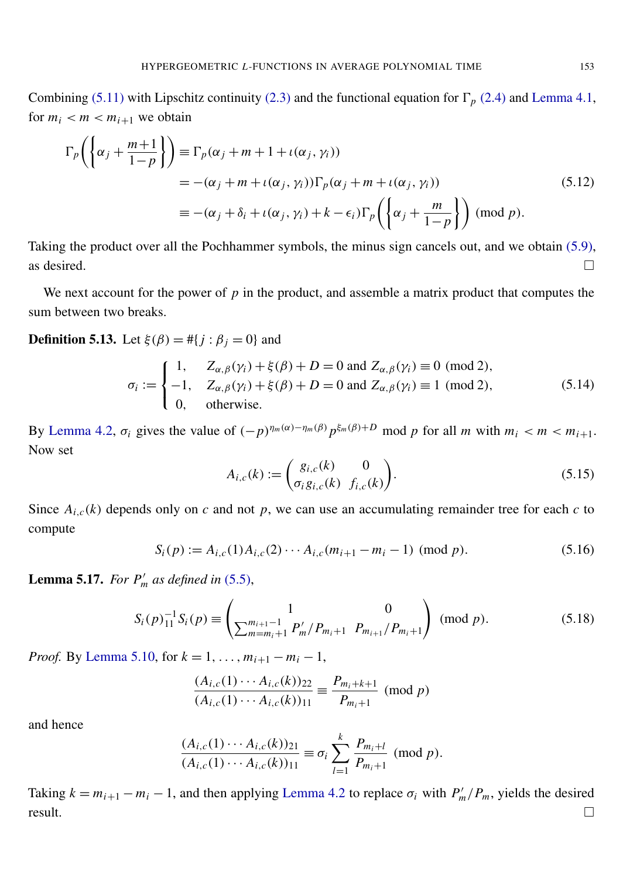Combining (5.11) with Lipschitz continuity (2.3) and the functional equation for $\Gamma_p$ (2.4) and Lemma 4.1, for $m_i < m < m_{i+1}$ we obtain

$$
\begin{aligned}
\Gamma_p\left(\left\{\alpha_j + \frac{m+1}{1-p}\right\}\right) &\equiv \Gamma_p(\alpha_j + m + 1 + \iota(\alpha_j, \gamma_i)) \\
&= -(\alpha_j + m + \iota(\alpha_j, \gamma_i))\Gamma_p(\alpha_j + m + \iota(\alpha_j, \gamma_i)) \\
&\equiv -(\alpha_j + \delta_i + \iota(\alpha_j, \gamma_i) + k - \epsilon_i)\Gamma_p\left(\left\{\alpha_j + \frac{m}{1-p}\right\}\right) \pmod{p}.
\end{aligned}
\tag{5.12}
$$

Taking the product over all the Pochhammer symbols, the minus sign cancels out, and we obtain (5.9), as desired. $\square$

We next account for the power of $p$ in the product, and assemble a matrix product that computes the sum between two breaks.

**Definition 5.13.** Let $\xi(\beta) = \#\{j : \beta_j = 0\}$ and

$$
\sigma_i := \begin{cases} 1, & Z_{\alpha,\beta}(\gamma_i) + \xi(\beta) + D = 0 \text{ and } Z_{\alpha,\beta}(\gamma_i) \equiv 0 \pmod{2}, \\ -1, & Z_{\alpha,\beta}(\gamma_i) + \xi(\beta) + D = 0 \text{ and } Z_{\alpha,\beta}(\gamma_i) \equiv 1 \pmod{2}, \\ 0, & \text{otherwise.} \end{cases}
\tag{5.14}
$$

By Lemma 4.2, $\sigma_i$ gives the value of $(-p)^{\eta_m(\alpha)-\eta_m(\beta)} p^{\xi_m(\beta)+D}$ mod $p$ for all $m$ with $m_i < m < m_{i+1}$. Now set

$$
A_{i,c}(k) := \begin{pmatrix} g_{i,c}(k) & 0 \\ \sigma_i g_{i,c}(k) & f_{i,c}(k) \end{pmatrix}.
\tag{5.15}
$$

Since $A_{i,c}(k)$ depends only on $c$ and not $p$, we can use an accumulating remainder tree for each $c$ to compute

$$
S_i(p) := A_{i,c}(1) A_{i,c}(2) \cdots A_{i,c}(m_{i+1} - m_i - 1) \pmod{p}.
\tag{5.16}
$$

**Lemma 5.17.** *For $P'_m$ as defined in (5.5),*

$$
S_i(p)_{11}^{-1} S_i(p) \equiv \begin{pmatrix} 1 & 0 \\ \sum_{m=m_i+1}^{m_{i+1}-1} P'_m / P_{m_i+1} & P_{m_{i+1}} / P_{m_i+1} \end{pmatrix} \pmod{p}.
\tag{5.18}
$$

*Proof.* By Lemma 5.10, for $k = 1, \ldots, m_{i+1} - m_i - 1$,

$$
\frac{(A_{i,c}(1) \cdots A_{i,c}(k))_{22}}{(A_{i,c}(1) \cdots A_{i,c}(k))_{11}} \equiv \frac{P_{m_i+k+1}}{P_{m_i+1}} \pmod{p}
$$

and hence

$$
\frac{(A_{i,c}(1) \cdots A_{i,c}(k))_{21}}{(A_{i,c}(1) \cdots A_{i,c}(k))_{11}} \equiv \sigma_i \sum_{l=1}^{k} \frac{P_{m_i+l}}{P_{m_i+1}} \pmod{p}.
$$

Taking $k = m_{i+1} - m_i - 1$, and then applying Lemma 4.2 to replace $\sigma_i$ with $P'_m / P_m$, yields the desired result. $\square$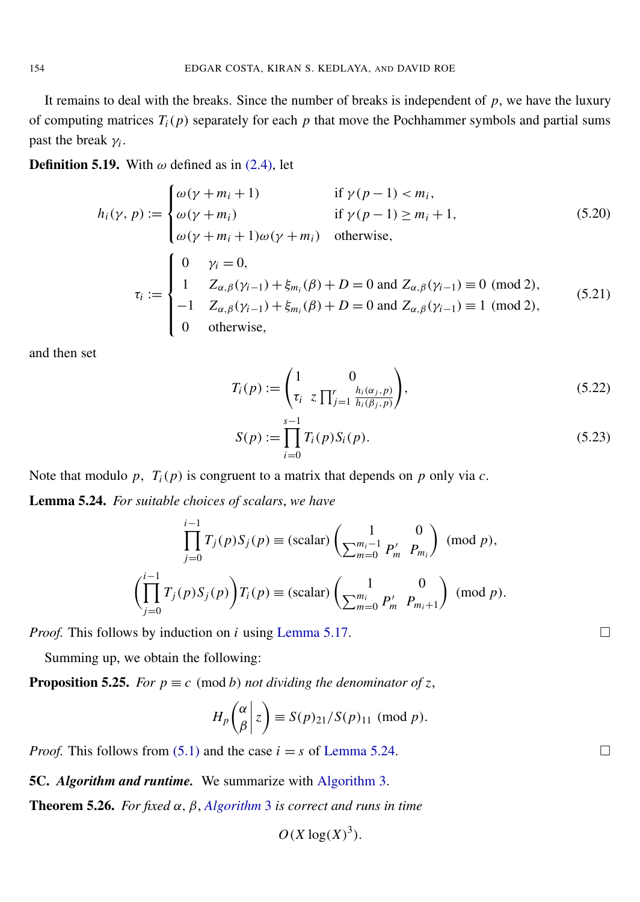It remains to deal with the breaks. Since the number of breaks is independent of $p$, we have the luxury of computing matrices $T_i(p)$ separately for each $p$ that move the Pochhammer symbols and partial sums past the break $\gamma_i$.

**Definition 5.19.** With $\omega$ defined as in (2.4), let

$$h_i(\gamma, p) := \begin{cases} \omega(\gamma + m_i + 1) & \text{if } \gamma(p-1) < m_i, \\ \omega(\gamma + m_i) & \text{if } \gamma(p-1) \geq m_i + 1, \\ \omega(\gamma + m_i + 1)\omega(\gamma + m_i) & \text{otherwise,} \end{cases} \tag{5.20}$$

$$\tau_i := \begin{cases} 0 & \gamma_i = 0, \\ 1 & Z_{\alpha,\beta}(\gamma_{i-1}) + \xi_{m_i}(\beta) + D = 0 \text{ and } Z_{\alpha,\beta}(\gamma_{i-1}) \equiv 0 \pmod 2, \\ -1 & Z_{\alpha,\beta}(\gamma_{i-1}) + \xi_{m_i}(\beta) + D = 0 \text{ and } Z_{\alpha,\beta}(\gamma_{i-1}) \equiv 1 \pmod 2, \\ 0 & \text{otherwise,} \end{cases} \tag{5.21}$$

and then set

$$T_i(p) := \begin{pmatrix} 1 & 0 \\ \tau_i & z \prod_{j=1}^{r} \frac{h_i(\alpha_j, p)}{h_i(\beta_j, p)} \end{pmatrix}, \tag{5.22}$$

$$S(p) := \prod_{i=0}^{s-1} T_i(p) S_i(p). \tag{5.23}$$

Note that modulo $p$, $T_i(p)$ is congruent to a matrix that depends on $p$ only via $c$.

**Lemma 5.24.** *For suitable choices of scalars, we have*

$$\prod_{j=0}^{i-1} T_j(p) S_j(p) \equiv (\text{scalar}) \begin{pmatrix} 1 & 0 \\ \sum_{m=0}^{m_i - 1} P'_m & P_{m_i} \end{pmatrix} \pmod p,$$

$$\left( \prod_{j=0}^{i-1} T_j(p) S_j(p) \right) T_i(p) \equiv (\text{scalar}) \begin{pmatrix} 1 & 0 \\ \sum_{m=0}^{m_i} P'_m & P_{m_i + 1} \end{pmatrix} \pmod p.$$

*Proof.* This follows by induction on $i$ using Lemma 5.17. □

Summing up, we obtain the following:

**Proposition 5.25.** *For $p \equiv c \pmod b$ not dividing the denominator of $z$,*

$$H_p \left( \begin{matrix} \alpha \\ \beta \end{matrix} \middle| z \right) \equiv S(p)_{21} / S(p)_{11} \pmod p.$$

*Proof.* This follows from (5.1) and the case $i = s$ of Lemma 5.24. □

**5C. *Algorithm and runtime.*** We summarize with Algorithm 3.

**Theorem 5.26.** *For fixed $\alpha$, $\beta$, Algorithm 3 is correct and runs in time*

$$O(X \log(X)^3).$$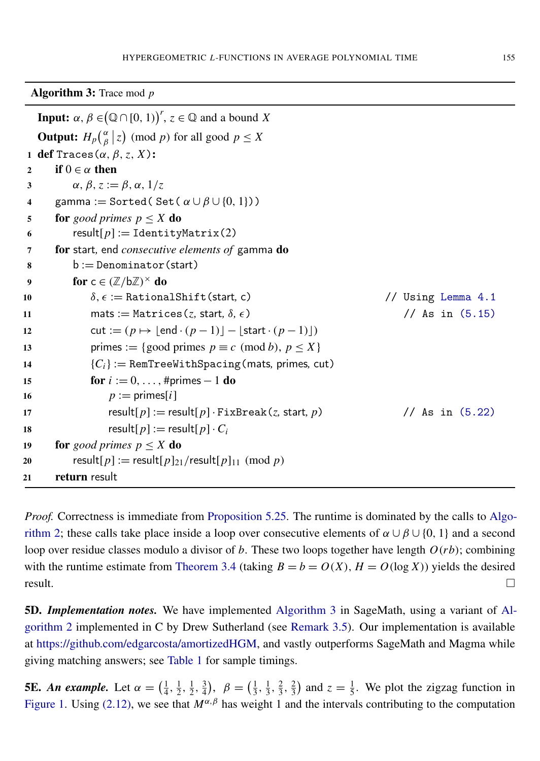**Algorithm 3:** Trace mod $p$

**Input:** $\alpha, \beta \in (\mathbb{Q} \cap [0, 1))^r$, $z \in \mathbb{Q}$ and a bound $X$

**Output:** $H_p\left(\begin{smallmatrix}\alpha\\ \beta\end{smallmatrix} \middle| z\right) \pmod{p}$ for all good $p \le X$

```
1  def Traces(α, β, z, X):
2      if 0 ∈ α then
3          α, β, z := β, α, 1/z
4      gamma := Sorted( Set( α ∪ β ∪ {0, 1}))
5      for good primes p ≤ X do
6          result[p] := IdentityMatrix(2)
7      for start, end consecutive elements of gamma do
8          b := Denominator(start)
9          for c ∈ (Z/bZ)^× do
10             δ, ε := RationalShift(start, c)                 // Using Lemma 4.1
11             mats := Matrices(z, start, δ, ε)                // As in (5.15)
12             cut := (p ↦ ⌊end · (p − 1)⌋ − ⌊start · (p − 1)⌋)
13             primes := {good primes p ≡ c (mod b), p ≤ X}
14             {C_i} := RemTreeWithSpacing(mats, primes, cut)
15             for i := 0, ..., #primes − 1 do
16                 p := primes[i]
17                 result[p] := result[p] · FixBreak(z, start, p)   // As in (5.22)
18                 result[p] := result[p] · C_i
19     for good primes p ≤ X do
20         result[p] := result[p]_21 / result[p]_11 (mod p)
21     return result
```

*Proof.* Correctness is immediate from Proposition 5.25. The runtime is dominated by the calls to Algorithm 2; these calls take place inside a loop over consecutive elements of $\alpha \cup \beta \cup \{0, 1\}$ and a second loop over residue classes modulo a divisor of $b$. These two loops together have length $O(rb)$; combining with the runtime estimate from Theorem 3.4 (taking $B = b = O(X)$, $H = O(\log X)$) yields the desired result. $\square$

**5D.** ***Implementation notes.*** We have implemented Algorithm 3 in SageMath, using a variant of Algorithm 2 implemented in C by Drew Sutherland (see Remark 3.5). Our implementation is available at https://github.com/edgarcosta/amortizedHGM, and vastly outperforms SageMath and Magma while giving matching answers; see Table 1 for sample timings.

**5E.** ***An example.*** Let $\alpha = \left(\frac{1}{4}, \frac{1}{2}, \frac{1}{2}, \frac{3}{4}\right)$, $\beta = \left(\frac{1}{3}, \frac{1}{3}, \frac{2}{3}, \frac{2}{3}\right)$ and $z = \frac{1}{5}$. We plot the zigzag function in Figure 1. Using (2.12), we see that $M^{\alpha,\beta}$ has weight 1 and the intervals contributing to the computation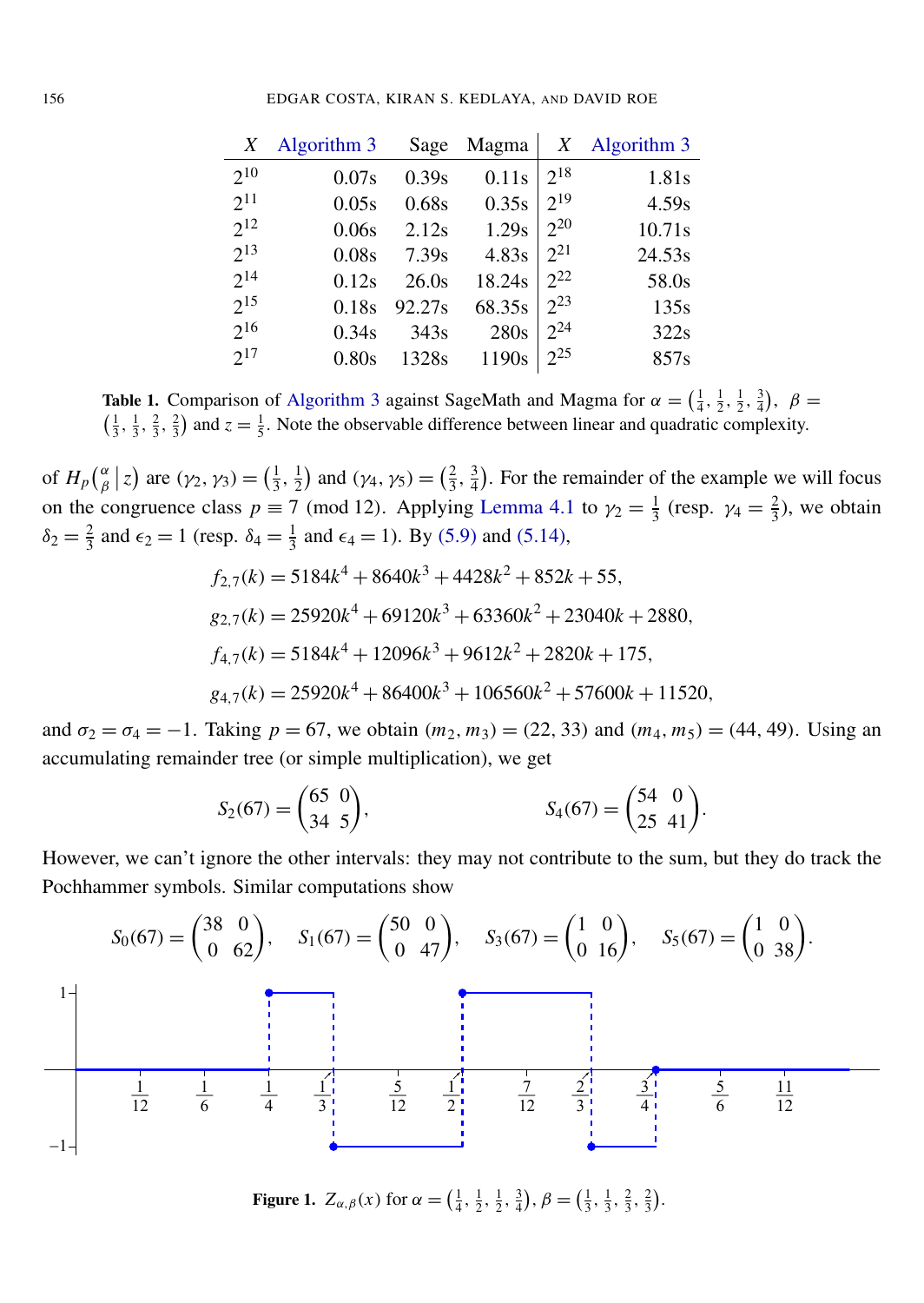| $X$ | Algorithm 3 | Sage | Magma | $X$ | Algorithm 3 |
|---|---|---|---|---|---|
| $2^{10}$ | 0.07s | 0.39s | 0.11s | $2^{18}$ | 1.81s |
| $2^{11}$ | 0.05s | 0.68s | 0.35s | $2^{19}$ | 4.59s |
| $2^{12}$ | 0.06s | 2.12s | 1.29s | $2^{20}$ | 10.71s |
| $2^{13}$ | 0.08s | 7.39s | 4.83s | $2^{21}$ | 24.53s |
| $2^{14}$ | 0.12s | 26.0s | 18.24s | $2^{22}$ | 58.0s |
| $2^{15}$ | 0.18s | 92.27s | 68.35s | $2^{23}$ | 135s |
| $2^{16}$ | 0.34s | 343s | 280s | $2^{24}$ | 322s |
| $2^{17}$ | 0.80s | 1328s | 1190s | $2^{25}$ | 857s |

**Table 1.** Comparison of Algorithm 3 against SageMath and Magma for $\alpha = \left(\frac{1}{4}, \frac{1}{2}, \frac{1}{2}, \frac{3}{4}\right)$, $\beta = \left(\frac{1}{3}, \frac{1}{3}, \frac{2}{3}, \frac{2}{3}\right)$ and $z = \frac{1}{5}$. Note the observable difference between linear and quadratic complexity.

of $H_p\left(\begin{smallmatrix}\alpha\\ \beta\end{smallmatrix} \middle| z\right)$ are $(\gamma_2, \gamma_3) = \left(\frac{1}{3}, \frac{1}{2}\right)$ and $(\gamma_4, \gamma_5) = \left(\frac{2}{3}, \frac{3}{4}\right)$. For the remainder of the example we will focus on the congruence class $p \equiv 7 \pmod{12}$. Applying Lemma 4.1 to $\gamma_2 = \frac{1}{3}$ (resp. $\gamma_4 = \frac{2}{3}$), we obtain $\delta_2 = \frac{2}{3}$ and $\epsilon_2 = 1$ (resp. $\delta_4 = \frac{1}{3}$ and $\epsilon_4 = 1$). By (5.9) and (5.14),

$$f_{2,7}(k) = 5184k^4 + 8640k^3 + 4428k^2 + 852k + 55,$$

$$g_{2,7}(k) = 25920k^4 + 69120k^3 + 63360k^2 + 23040k + 2880,$$

$$f_{4,7}(k) = 5184k^4 + 12096k^3 + 9612k^2 + 2820k + 175,$$

$$g_{4,7}(k) = 25920k^4 + 86400k^3 + 106560k^2 + 57600k + 11520,$$

and $\sigma_2 = \sigma_4 = -1$. Taking $p = 67$, we obtain $(m_2, m_3) = (22, 33)$ and $(m_4, m_5) = (44, 49)$. Using an accumulating remainder tree (or simple multiplication), we get

$$S_2(67) = \begin{pmatrix} 65 & 0 \\ 34 & 5 \end{pmatrix}, \qquad S_4(67) = \begin{pmatrix} 54 & 0 \\ 25 & 41 \end{pmatrix}.$$

However, we can't ignore the other intervals: they may not contribute to the sum, but they do track the Pochhammer symbols. Similar computations show

$$S_0(67) = \begin{pmatrix} 38 & 0 \\ 0 & 62 \end{pmatrix}, \quad S_1(67) = \begin{pmatrix} 50 & 0 \\ 0 & 47 \end{pmatrix}, \quad S_3(67) = \begin{pmatrix} 1 & 0 \\ 0 & 16 \end{pmatrix}, \quad S_5(67) = \begin{pmatrix} 1 & 0 \\ 0 & 38 \end{pmatrix}.$$

**Figure 1.** $Z_{\alpha,\beta}(x)$ for $\alpha = \left(\frac{1}{4}, \frac{1}{2}, \frac{1}{2}, \frac{3}{4}\right)$, $\beta = \left(\frac{1}{3}, \frac{1}{3}, \frac{2}{3}, \frac{2}{3}\right)$.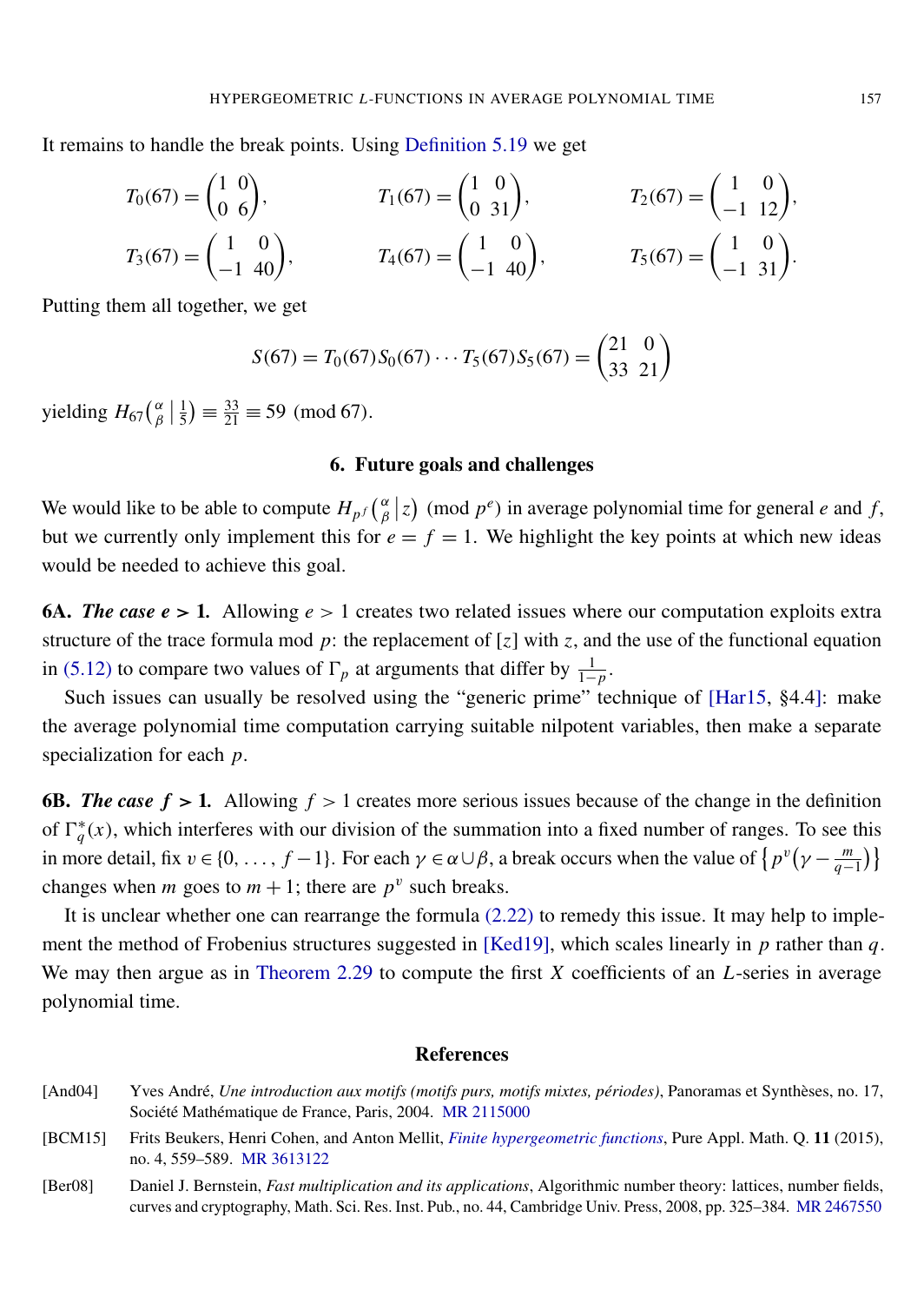It remains to handle the break points. Using Definition 5.19 we get

$$T_0(67) = \begin{pmatrix} 1 & 0 \\ 0 & 6 \end{pmatrix}, \qquad T_1(67) = \begin{pmatrix} 1 & 0 \\ 0 & 31 \end{pmatrix}, \qquad T_2(67) = \begin{pmatrix} 1 & 0 \\ -1 & 12 \end{pmatrix},$$

$$T_3(67) = \begin{pmatrix} 1 & 0 \\ -1 & 40 \end{pmatrix}, \qquad T_4(67) = \begin{pmatrix} 1 & 0 \\ -1 & 40 \end{pmatrix}, \qquad T_5(67) = \begin{pmatrix} 1 & 0 \\ -1 & 31 \end{pmatrix}.$$

Putting them all together, we get

$$S(67) = T_0(67)S_0(67)\cdots T_5(67)S_5(67) = \begin{pmatrix} 21 & 0 \\ 33 & 21 \end{pmatrix}$$

yielding $H_{67}\left(\begin{smallmatrix} \alpha \\ \beta \end{smallmatrix} \middle| \frac{1}{5}\right) \equiv \frac{33}{21} \equiv 59 \pmod{67}$.

## 6. Future goals and challenges

We would like to be able to compute $H_{p^f}\left(\begin{smallmatrix} \alpha \\ \beta \end{smallmatrix} \middle| z\right) \pmod{p^e}$ in average polynomial time for general $e$ and $f$, but we currently only implement this for $e = f = 1$. We highlight the key points at which new ideas would be needed to achieve this goal.

**6A.** ***The case $e > 1$.*** Allowing $e > 1$ creates two related issues where our computation exploits extra structure of the trace formula mod $p$: the replacement of $[z]$ with $z$, and the use of the functional equation in (5.12) to compare two values of $\Gamma_p$ at arguments that differ by $\frac{1}{1-p}$.

Such issues can usually be resolved using the "generic prime" technique of [Har15, §4.4]: make the average polynomial time computation carrying suitable nilpotent variables, then make a separate specialization for each $p$.

**6B.** ***The case $f > 1$.*** Allowing $f > 1$ creates more serious issues because of the change in the definition of $\Gamma_q^*(x)$, which interferes with our division of the summation into a fixed number of ranges. To see this in more detail, fix $v \in \{0, \dots, f-1\}$. For each $\gamma \in \alpha \cup \beta$, a break occurs when the value of $\left\{p^v\left(\gamma - \frac{m}{q-1}\right)\right\}$ changes when $m$ goes to $m+1$; there are $p^v$ such breaks.

It is unclear whether one can rearrange the formula (2.22) to remedy this issue. It may help to implement the method of Frobenius structures suggested in [Ked19], which scales linearly in $p$ rather than $q$. We may then argue as in Theorem 2.29 to compute the first $X$ coefficients of an $L$-series in average polynomial time.

## References

[And04] Yves André, *Une introduction aux motifs (motifs purs, motifs mixtes, périodes)*, Panoramas et Synthèses, no. 17, Société Mathématique de France, Paris, 2004. MR 2115000

[BCM15] Frits Beukers, Henri Cohen, and Anton Mellit, *Finite hypergeometric functions*, Pure Appl. Math. Q. **11** (2015), no. 4, 559–589. MR 3613122

[Ber08] Daniel J. Bernstein, *Fast multiplication and its applications*, Algorithmic number theory: lattices, number fields, curves and cryptography, Math. Sci. Res. Inst. Pub., no. 44, Cambridge Univ. Press, 2008, pp. 325–384. MR 2467550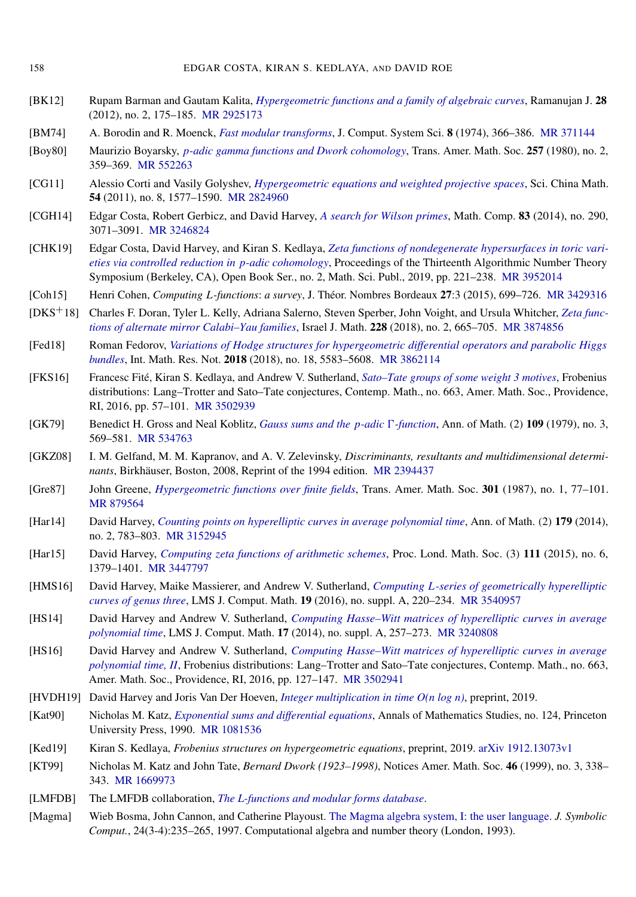[BK12] Rupam Barman and Gautam Kalita, *Hypergeometric functions and a family of algebraic curves*, Ramanujan J. **28** (2012), no. 2, 175–185. MR 2925173

[BM74] A. Borodin and R. Moenck, *Fast modular transforms*, J. Comput. System Sci. **8** (1974), 366–386. MR 371144

[Boy80] Maurizio Boyarsky, *$p$-adic gamma functions and Dwork cohomology*, Trans. Amer. Math. Soc. **257** (1980), no. 2, 359–369. MR 552263

[CG11] Alessio Corti and Vasily Golyshev, *Hypergeometric equations and weighted projective spaces*, Sci. China Math. **54** (2011), no. 8, 1577–1590. MR 2824960

[CGH14] Edgar Costa, Robert Gerbicz, and David Harvey, *A search for Wilson primes*, Math. Comp. **83** (2014), no. 290, 3071–3091. MR 3246824

[CHK19] Edgar Costa, David Harvey, and Kiran S. Kedlaya, *Zeta functions of nondegenerate hypersurfaces in toric varieties via controlled reduction in $p$-adic cohomology*, Proceedings of the Thirteenth Algorithmic Number Theory Symposium (Berkeley, CA), Open Book Ser., no. 2, Math. Sci. Publ., 2019, pp. 221–238. MR 3952014

[Coh15] Henri Cohen, *Computing $L$-functions: a survey*, J. Théor. Nombres Bordeaux **27**:3 (2015), 699–726. MR 3429316

[DKS+18] Charles F. Doran, Tyler L. Kelly, Adriana Salerno, Steven Sperber, John Voight, and Ursula Whitcher, *Zeta functions of alternate mirror Calabi–Yau families*, Israel J. Math. **228** (2018), no. 2, 665–705. MR 3874856

[Fed18] Roman Fedorov, *Variations of Hodge structures for hypergeometric differential operators and parabolic Higgs bundles*, Int. Math. Res. Not. **2018** (2018), no. 18, 5583–5608. MR 3862114

[FKS16] Francesc Fité, Kiran S. Kedlaya, and Andrew V. Sutherland, *Sato–Tate groups of some weight 3 motives*, Frobenius distributions: Lang–Trotter and Sato–Tate conjectures, Contemp. Math., no. 663, Amer. Math. Soc., Providence, RI, 2016, pp. 57–101. MR 3502939

[GK79] Benedict H. Gross and Neal Koblitz, *Gauss sums and the $p$-adic $\Gamma$-function*, Ann. of Math. (2) **109** (1979), no. 3, 569–581. MR 534763

[GKZ08] I. M. Gelfand, M. M. Kapranov, and A. V. Zelevinsky, *Discriminants, resultants and multidimensional determinants*, Birkhäuser, Boston, 2008, Reprint of the 1994 edition. MR 2394437

[Gre87] John Greene, *Hypergeometric functions over finite fields*, Trans. Amer. Math. Soc. **301** (1987), no. 1, 77–101. MR 879564

[Har14] David Harvey, *Counting points on hyperelliptic curves in average polynomial time*, Ann. of Math. (2) **179** (2014), no. 2, 783–803. MR 3152945

[Har15] David Harvey, *Computing zeta functions of arithmetic schemes*, Proc. Lond. Math. Soc. (3) **111** (2015), no. 6, 1379–1401. MR 3447797

[HMS16] David Harvey, Maike Massierer, and Andrew V. Sutherland, *Computing $L$-series of geometrically hyperelliptic curves of genus three*, LMS J. Comput. Math. **19** (2016), no. suppl. A, 220–234. MR 3540957

[HS14] David Harvey and Andrew V. Sutherland, *Computing Hasse–Witt matrices of hyperelliptic curves in average polynomial time*, LMS J. Comput. Math. **17** (2014), no. suppl. A, 257–273. MR 3240808

[HS16] David Harvey and Andrew V. Sutherland, *Computing Hasse–Witt matrices of hyperelliptic curves in average polynomial time, II*, Frobenius distributions: Lang–Trotter and Sato–Tate conjectures, Contemp. Math., no. 663, Amer. Math. Soc., Providence, RI, 2016, pp. 127–147. MR 3502941

[HVDH19] David Harvey and Joris Van Der Hoeven, *Integer multiplication in time O(n log n)*, preprint, 2019.

[Kat90] Nicholas M. Katz, *Exponential sums and differential equations*, Annals of Mathematics Studies, no. 124, Princeton University Press, 1990. MR 1081536

[Ked19] Kiran S. Kedlaya, *Frobenius structures on hypergeometric equations*, preprint, 2019. arXiv 1912.13073v1

[KT99] Nicholas M. Katz and John Tate, *Bernard Dwork (1923–1998)*, Notices Amer. Math. Soc. **46** (1999), no. 3, 338–343. MR 1669973

[LMFDB] The LMFDB collaboration, *The L-functions and modular forms database*.

[Magma] Wieb Bosma, John Cannon, and Catherine Playoust. The Magma algebra system, I: the user language. *J. Symbolic Comput.*, 24(3-4):235–265, 1997. Computational algebra and number theory (London, 1993).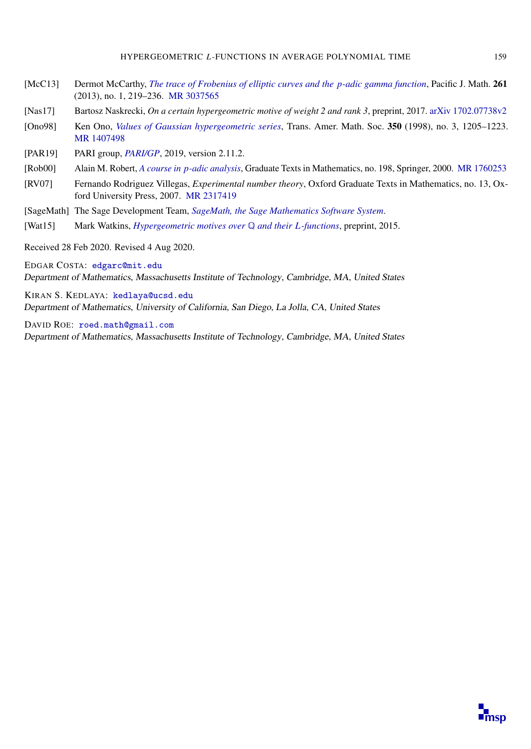[McC13] Dermot McCarthy, *The trace of Frobenius of elliptic curves and the $p$-adic gamma function*, Pacific J. Math. **261** (2013), no. 1, 219–236. MR 3037565

[Nas17] Bartosz Naskrecki, *On a certain hypergeometric motive of weight 2 and rank 3*, preprint, 2017. arXiv 1702.07738v2

[Ono98] Ken Ono, *Values of Gaussian hypergeometric series*, Trans. Amer. Math. Soc. **350** (1998), no. 3, 1205–1223. MR 1407498

[PAR19] PARI group, *PARI/GP*, 2019, version 2.11.2.

[Rob00] Alain M. Robert, *A course in $p$-adic analysis*, Graduate Texts in Mathematics, no. 198, Springer, 2000. MR 1760253

[RV07] Fernando Rodriguez Villegas, *Experimental number theory*, Oxford Graduate Texts in Mathematics, no. 13, Oxford University Press, 2007. MR 2317419

[SageMath] The Sage Development Team, *SageMath, the Sage Mathematics Software System*.

[Wat15] Mark Watkins, *Hypergeometric motives over $\mathbb{Q}$ and their $L$-functions*, preprint, 2015.

Received 28 Feb 2020. Revised 4 Aug 2020.

EDGAR COSTA: edgarc@mit.edu
*Department of Mathematics, Massachusetts Institute of Technology, Cambridge, MA, United States*

KIRAN S. KEDLAYA: kedlaya@ucsd.edu
*Department of Mathematics, University of California, San Diego, La Jolla, CA, United States*

DAVID ROE: roed.math@gmail.com
*Department of Mathematics, Massachusetts Institute of Technology, Cambridge, MA, United States*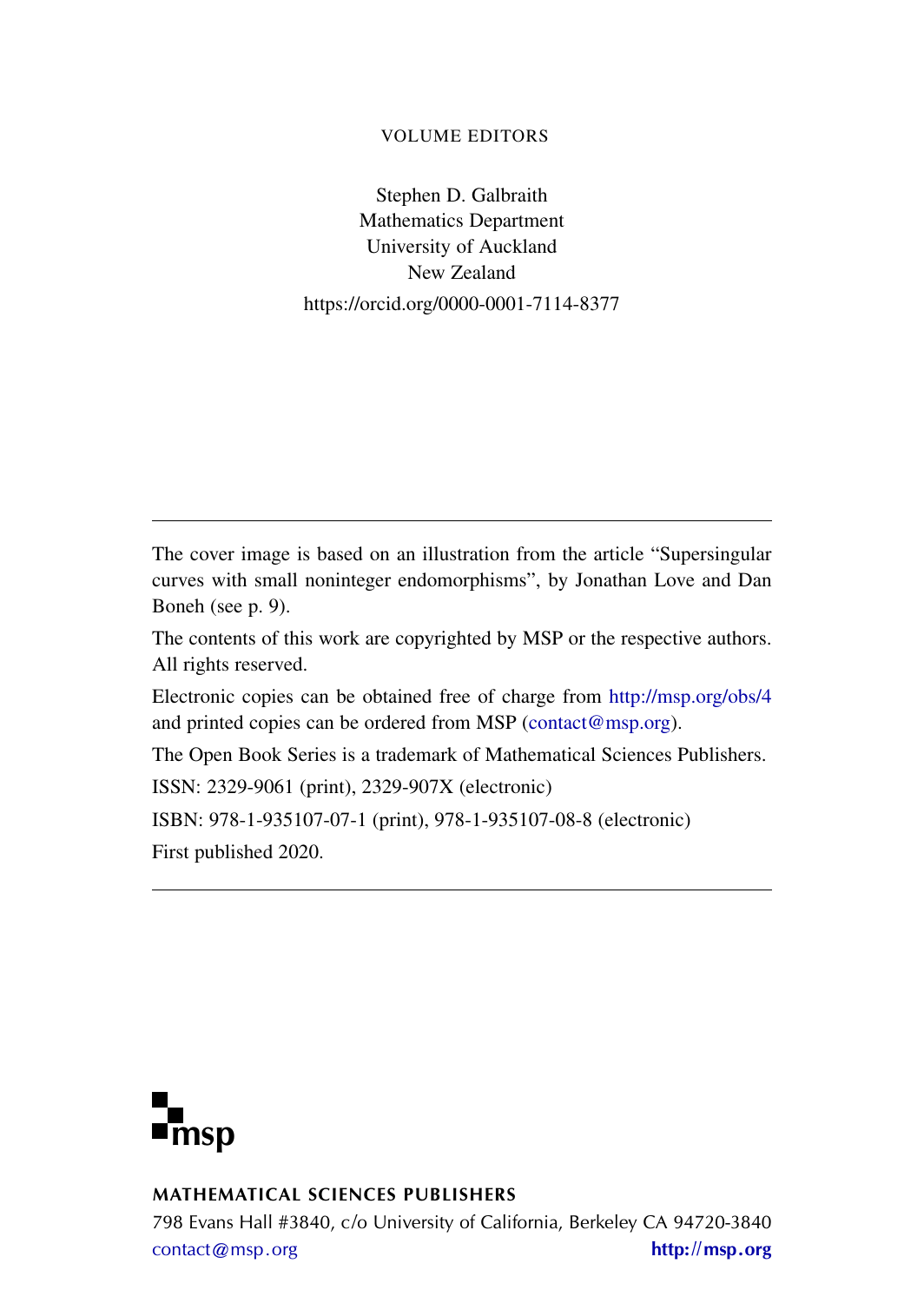VOLUME EDITORS

Stephen D. Galbraith
Mathematics Department
University of Auckland
New Zealand
https://orcid.org/0000-0001-7114-8377

---

The cover image is based on an illustration from the article "Supersingular curves with small noninteger endomorphisms", by Jonathan Love and Dan Boneh (see p. 9).

The contents of this work are copyrighted by MSP or the respective authors. All rights reserved.

Electronic copies can be obtained free of charge from http://msp.org/obs/4 and printed copies can be ordered from MSP (contact@msp.org).

The Open Book Series is a trademark of Mathematical Sciences Publishers.

ISSN: 2329-9061 (print), 2329-907X (electronic)

ISBN: 978-1-935107-07-1 (print), 978-1-935107-08-8 (electronic)

First published 2020.

---

msp

**MATHEMATICAL SCIENCES PUBLISHERS**

798 Evans Hall #3840, c/o University of California, Berkeley CA 94720-3840

contact@msp.org **http://msp.org**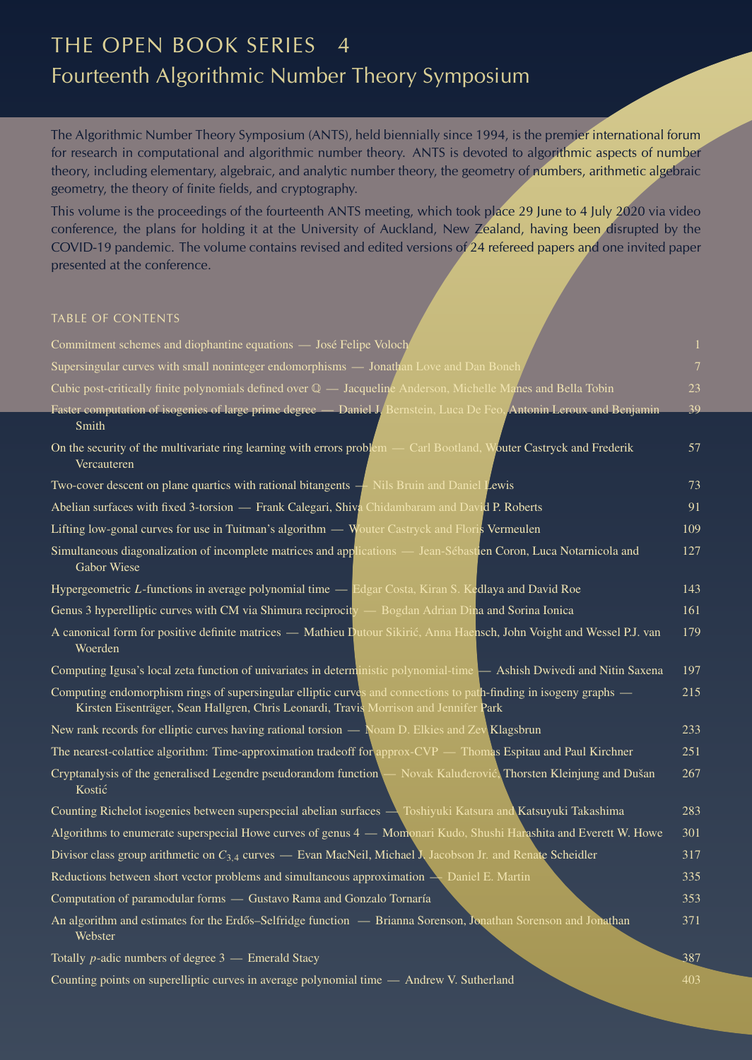# THE OPEN BOOK SERIES 4

## Fourteenth Algorithmic Number Theory Symposium

The Algorithmic Number Theory Symposium (ANTS), held biennially since 1994, is the premier international forum for research in computational and algorithmic number theory. ANTS is devoted to algorithmic aspects of number theory, including elementary, algebraic, and analytic number theory, the geometry of numbers, arithmetic algebraic geometry, the theory of finite fields, and cryptography.

This volume is the proceedings of the fourteenth ANTS meeting, which took place 29 June to 4 July 2020 via video conference, the plans for holding it at the University of Auckland, New Zealand, having been disrupted by the COVID-19 pandemic. The volume contains revised and edited versions of 24 refereed papers and one invited paper presented at the conference.

### TABLE OF CONTENTS

Commitment schemes and diophantine equations — José Felipe Voloch 1

Supersingular curves with small noninteger endomorphisms — Jonathan Love and Dan Boneh 7

Cubic post-critically finite polynomials defined over $\mathbb{Q}$ — Jacqueline Anderson, Michelle Manes and Bella Tobin 23

Faster computation of isogenies of large prime degree — Daniel J. Bernstein, Luca De Feo, Antonin Leroux and Benjamin Smith 39

On the security of the multivariate ring learning with errors problem — Carl Bootland, Wouter Castryck and Frederik Vercauteren 57

Two-cover descent on plane quartics with rational bitangents — Nils Bruin and Daniel Lewis 73

Abelian surfaces with fixed 3-torsion — Frank Calegari, Shiva Chidambaram and David P. Roberts 91

Lifting low-gonal curves for use in Tuitman's algorithm — Wouter Castryck and Floris Vermeulen 109

Simultaneous diagonalization of incomplete matrices and applications — Jean-Sébastien Coron, Luca Notarnicola and Gabor Wiese 127

Hypergeometric $L$-functions in average polynomial time — Edgar Costa, Kiran S. Kedlaya and David Roe 143

Genus 3 hyperelliptic curves with CM via Shimura reciprocity — Bogdan Adrian Dina and Sorina Ionica 161

A canonical form for positive definite matrices — Mathieu Dutour Sikirić, Anna Haensch, John Voight and Wessel P.J. van Woerden 179

Computing Igusa's local zeta function of univariates in deterministic polynomial-time — Ashish Dwivedi and Nitin Saxena 197

Computing endomorphism rings of supersingular elliptic curves and connections to path-finding in isogeny graphs — Kirsten Eisenträger, Sean Hallgren, Chris Leonardi, Travis Morrison and Jennifer Park 215

New rank records for elliptic curves having rational torsion — Noam D. Elkies and Zev Klagsbrun 233

The nearest-colattice algorithm: Time-approximation tradeoff for approx-CVP — Thomas Espitau and Paul Kirchner 251

Cryptanalysis of the generalised Legendre pseudorandom function — Novak Kaluđerović, Thorsten Kleinjung and Dušan Kostić 267

Counting Richelot isogenies between superspecial abelian surfaces — Toshiyuki Katsura and Katsuyuki Takashima 283

Algorithms to enumerate superspecial Howe curves of genus 4 — Momonari Kudo, Shushi Harashita and Everett W. Howe 301

Divisor class group arithmetic on $C_{3,4}$ curves — Evan MacNeil, Michael J. Jacobson Jr. and Renate Scheidler 317

Reductions between short vector problems and simultaneous approximation — Daniel E. Martin 335

Computation of paramodular forms — Gustavo Rama and Gonzalo Tornaría 353

An algorithm and estimates for the Erdős–Selfridge function — Brianna Sorenson, Jonathan Sorenson and Jonathan Webster 371

Totally $p$-adic numbers of degree 3 — Emerald Stacy 387

Counting points on superelliptic curves in average polynomial time — Andrew V. Sutherland 403